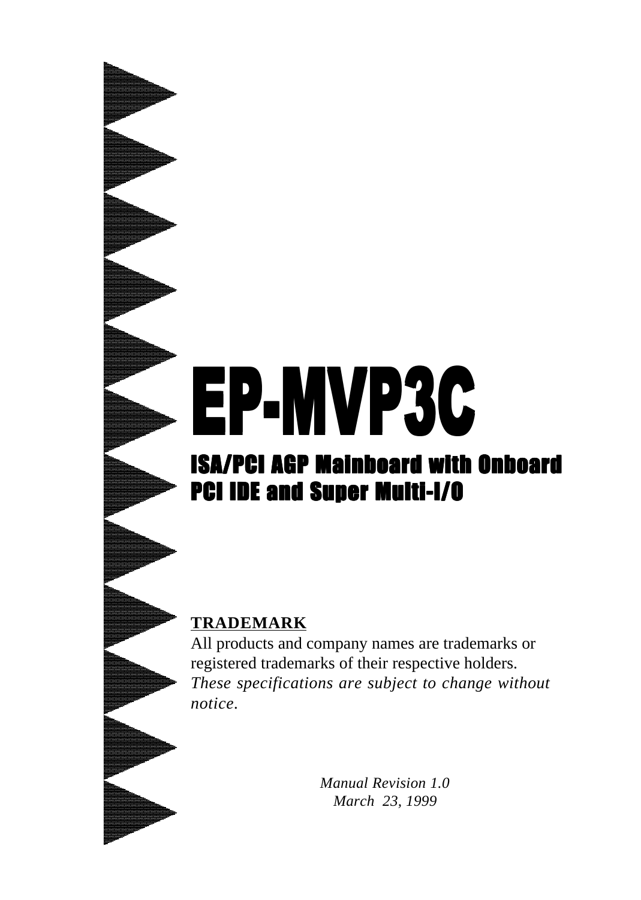# EP-MVP3C

## ISA/PCI AGP Mainboard with Onboard PCI IDE and Super Multi-I/O

**TRADEMARK**

All products and company names are trademarks or registered trademarks of their respective holders.

*These specifications are subject to change without notice.*

*Manual Revision 1.0*
*March 23, 1999*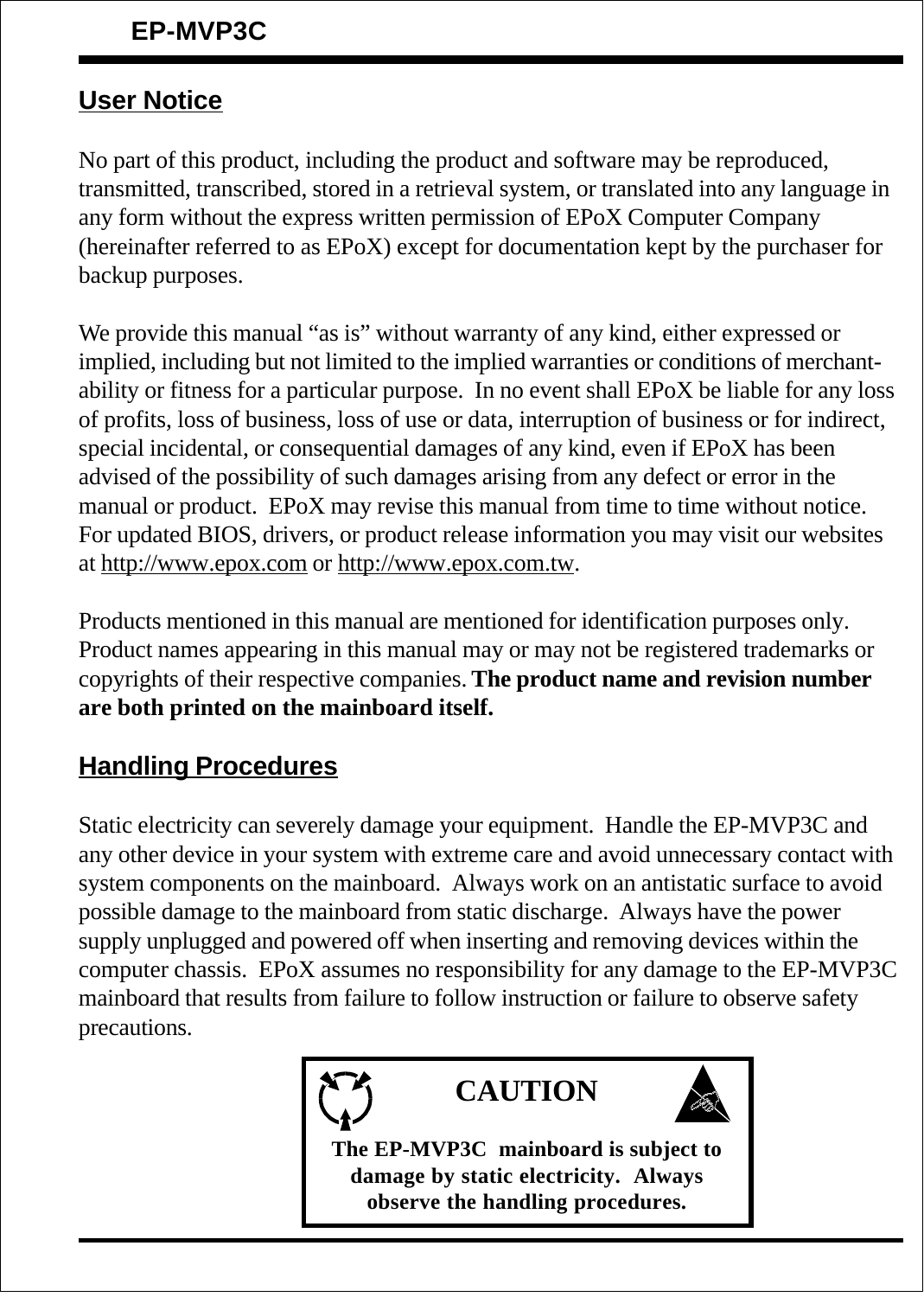## User Notice

No part of this product, including the product and software may be reproduced, transmitted, transcribed, stored in a retrieval system, or translated into any language in any form without the express written permission of EPoX Computer Company (hereinafter referred to as EPoX) except for documentation kept by the purchaser for backup purposes.

We provide this manual "as is" without warranty of any kind, either expressed or implied, including but not limited to the implied warranties or conditions of merchantability or fitness for a particular purpose. In no event shall EPoX be liable for any loss of profits, loss of business, loss of use or data, interruption of business or for indirect, special incidental, or consequential damages of any kind, even if EPoX has been advised of the possibility of such damages arising from any defect or error in the manual or product. EPoX may revise this manual from time to time without notice. For updated BIOS, drivers, or product release information you may visit our websites at http://www.epox.com or http://www.epox.com.tw.

Products mentioned in this manual are mentioned for identification purposes only. Product names appearing in this manual may or may not be registered trademarks or copyrights of their respective companies. **The product name and revision number are both printed on the mainboard itself.**

## Handling Procedures

Static electricity can severely damage your equipment. Handle the EP-MVP3C and any other device in your system with extreme care and avoid unnecessary contact with system components on the mainboard. Always work on an antistatic surface to avoid possible damage to the mainboard from static discharge. Always have the power supply unplugged and powered off when inserting and removing devices within the computer chassis. EPoX assumes no responsibility for any damage to the EP-MVP3C mainboard that results from failure to follow instruction or failure to observe safety precautions.

**CAUTION**

**The EP-MVP3C mainboard is subject to damage by static electricity. Always observe the handling procedures.**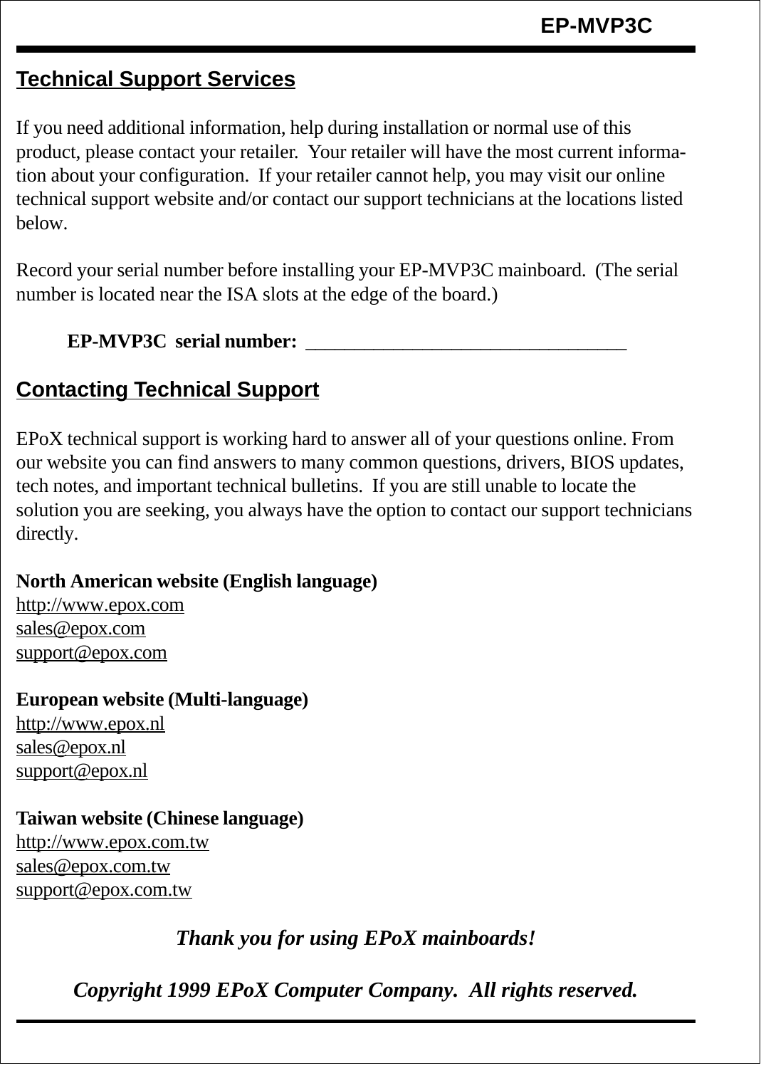## Technical Support Services

If you need additional information, help during installation or normal use of this product, please contact your retailer. Your retailer will have the most current information about your configuration. If your retailer cannot help, you may visit our online technical support website and/or contact our support technicians at the locations listed below.

Record your serial number before installing your EP-MVP3C mainboard. (The serial number is located near the ISA slots at the edge of the board.)

**EP-MVP3C serial number:** ________________________________

## Contacting Technical Support

EPoX technical support is working hard to answer all of your questions online. From our website you can find answers to many common questions, drivers, BIOS updates, tech notes, and important technical bulletins. If you are still unable to locate the solution you are seeking, you always have the option to contact our support technicians directly.

**North American website (English language)**
http://www.epox.com
sales@epox.com
support@epox.com

**European website (Multi-language)**
http://www.epox.nl
sales@epox.nl
support@epox.nl

**Taiwan website (Chinese language)**
http://www.epox.com.tw
sales@epox.com.tw
support@epox.com.tw

***Thank you for using EPoX mainboards!***

***Copyright 1999 EPoX Computer Company. All rights reserved.***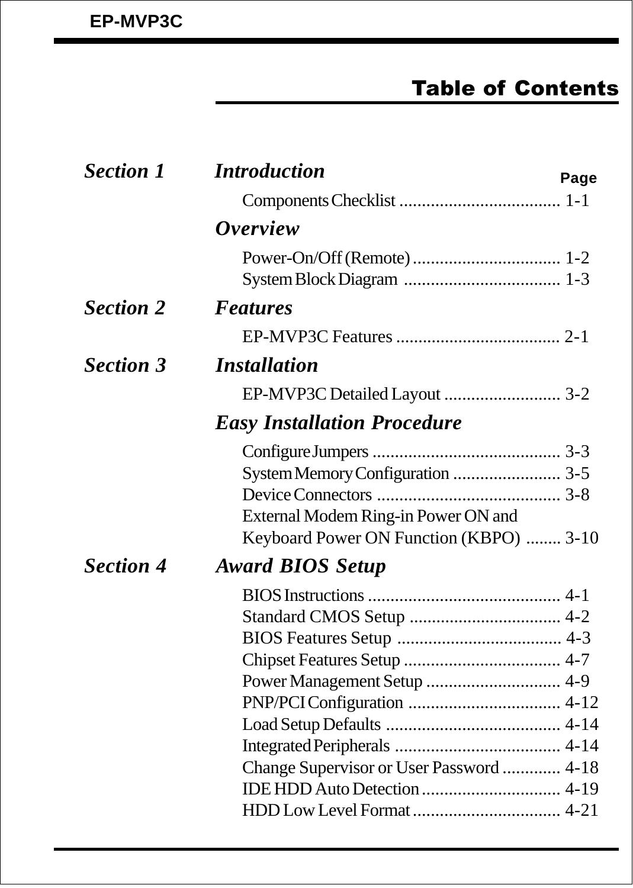# Table of Contents

| | | Page |
|---|---|---|
| ***Section 1*** | ***Introduction*** | |
| | Components Checklist | 1-1 |
| | ***Overview*** | |
| | Power-On/Off (Remote) | 1-2 |
| | System Block Diagram | 1-3 |
| ***Section 2*** | ***Features*** | |
| | EP-MVP3C Features | 2-1 |
| ***Section 3*** | ***Installation*** | |
| | EP-MVP3C Detailed Layout | 3-2 |
| | ***Easy Installation Procedure*** | |
| | Configure Jumpers | 3-3 |
| | System Memory Configuration | 3-5 |
| | Device Connectors | 3-8 |
| | External Modem Ring-in Power ON and Keyboard Power ON Function (KBPO) | 3-10 |
| ***Section 4*** | ***Award BIOS Setup*** | |
| | BIOS Instructions | 4-1 |
| | Standard CMOS Setup | 4-2 |
| | BIOS Features Setup | 4-3 |
| | Chipset Features Setup | 4-7 |
| | Power Management Setup | 4-9 |
| | PNP/PCI Configuration | 4-12 |
| | Load Setup Defaults | 4-14 |
| | Integrated Peripherals | 4-14 |
| | Change Supervisor or User Password | 4-18 |
| | IDE HDD Auto Detection | 4-19 |
| | HDD Low Level Format | 4-21 |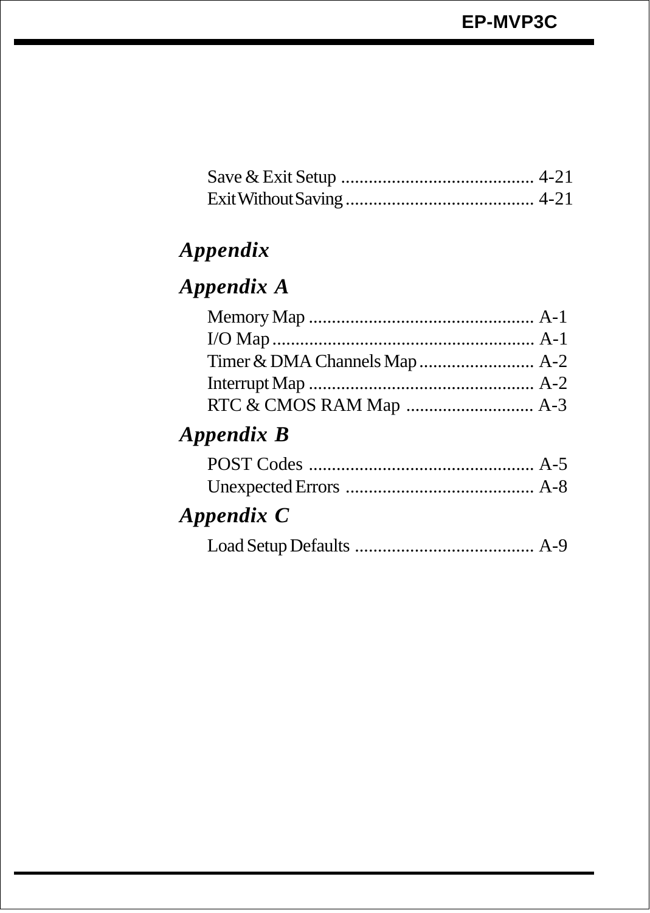Save & Exit Setup .......................................... 4-21
Exit Without Saving ......................................... 4-21

## *Appendix*

## *Appendix A*

Memory Map ................................................. A-1
I/O Map ......................................................... A-1
Timer & DMA Channels Map ......................... A-2
Interrupt Map ................................................. A-2
RTC & CMOS RAM Map ............................ A-3

## *Appendix B*

POST Codes ................................................. A-5
Unexpected Errors ......................................... A-8

## *Appendix C*

Load Setup Defaults ....................................... A-9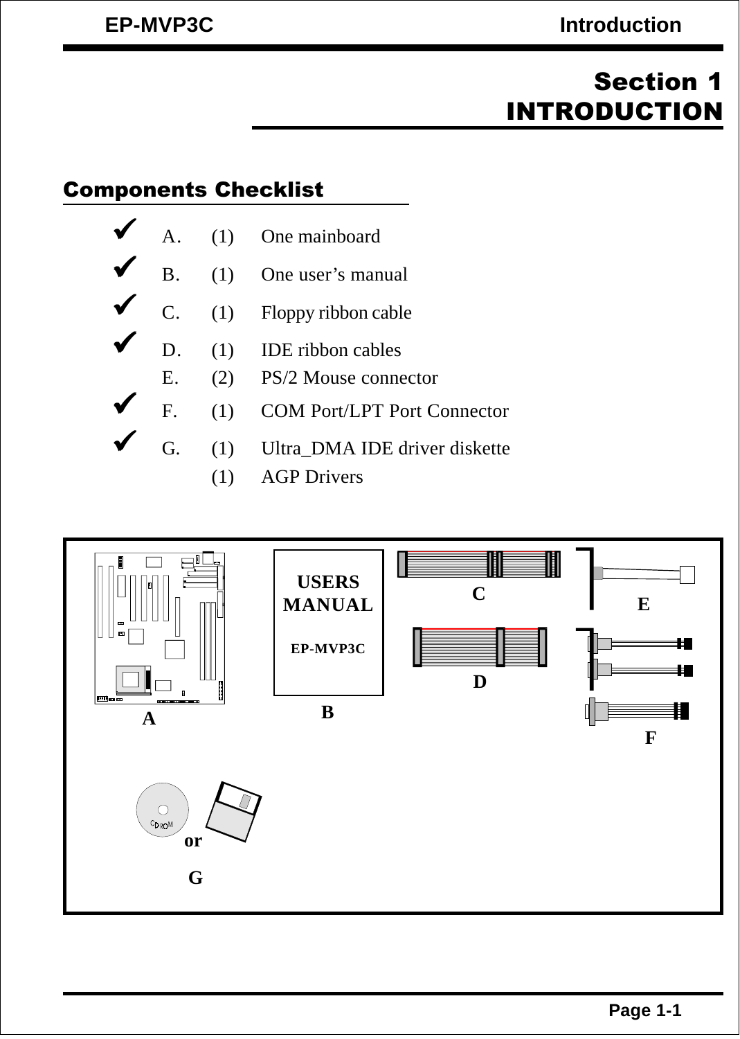# Section 1
# INTRODUCTION

## Components Checklist

- ✔ A. (1) One mainboard
- ✔ B. (1) One user's manual
- ✔ C. (1) Floppy ribbon cable
- ✔ D. (1) IDE ribbon cables
- E. (2) PS/2 Mouse connector
- ✔ F. (1) COM Port/LPT Port Connector
- ✔ G. (1) Ultra_DMA IDE driver diskette
  (1) AGP Drivers

USERS MANUAL EP-MVP3C

A B C D E F

CDROM or G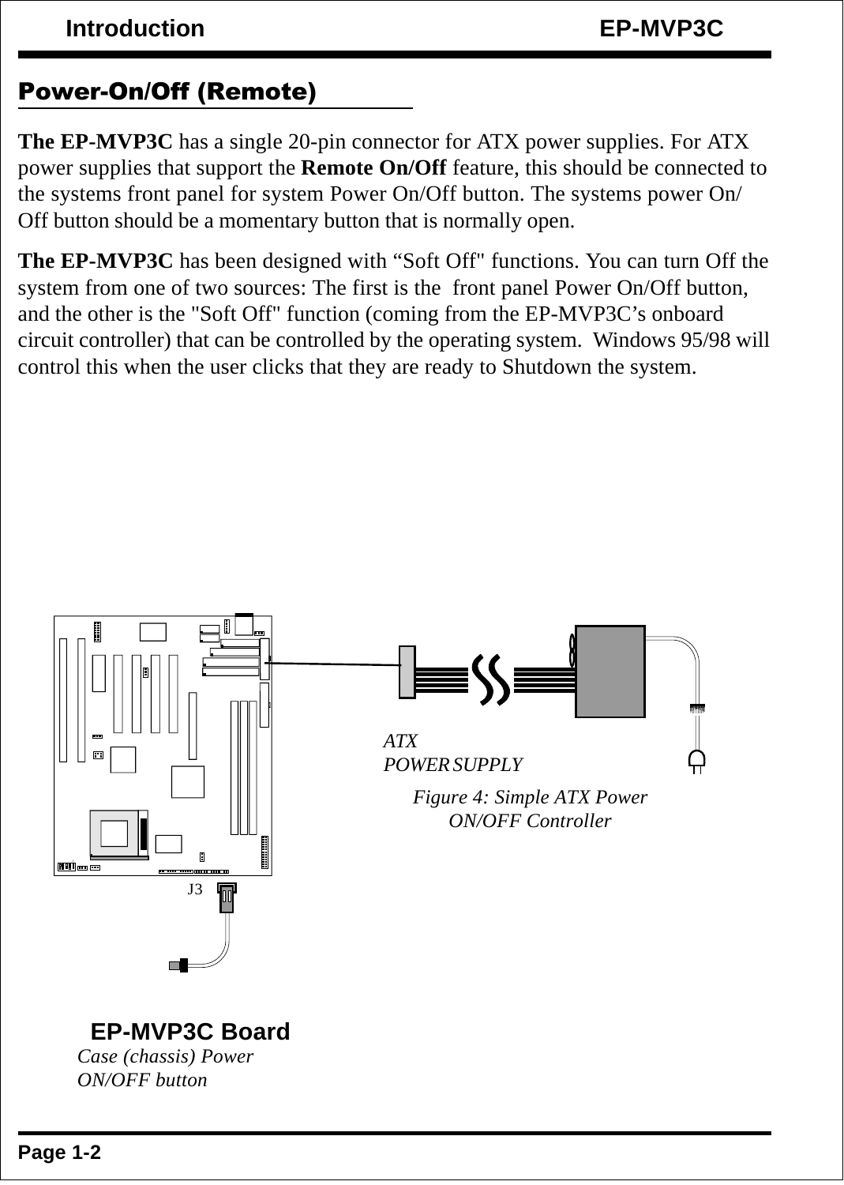## Power-On/Off (Remote)

**The EP-MVP3C** has a single 20-pin connector for ATX power supplies. For ATX power supplies that support the **Remote On/Off** feature, this should be connected to the systems front panel for system Power On/Off button. The systems power On/Off button should be a momentary button that is normally open.

**The EP-MVP3C** has been designed with “Soft Off" functions. You can turn Off the system from one of two sources: The first is the front panel Power On/Off button, and the other is the "Soft Off" function (coming from the EP-MVP3C’s onboard circuit controller) that can be controlled by the operating system. Windows 95/98 will control this when the user clicks that they are ready to Shutdown the system.

*ATX POWER SUPPLY*

J3

**EP-MVP3C Board**

*Case (chassis) Power ON/OFF button*

*Figure 4: Simple ATX Power ON/OFF Controller*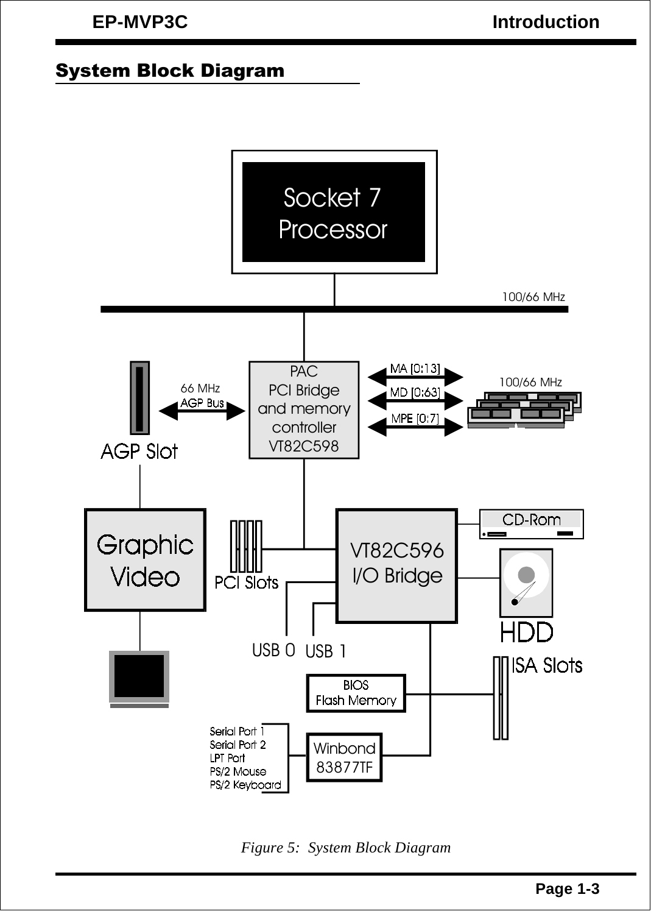## System Block Diagram

Socket 7 Processor

100/66 MHz

PAC
PCI Bridge
and memory
controller
VT82C598

66 MHz
AGP Bus

AGP Slot

MA [0:13]

MD [0:63]

MPE [0:7]

100/66 MHz

Graphic Video

PCI Slots

VT82C596
I/O Bridge

CD-Rom

HDD

USB 0 USB 1

ISA Slots

BIOS
Flash Memory

Serial Port 1
Serial Port 2
LPT Port
PS/2 Mouse
PS/2 Keyboard

Winbond
83877TF

*Figure 5: System Block Diagram*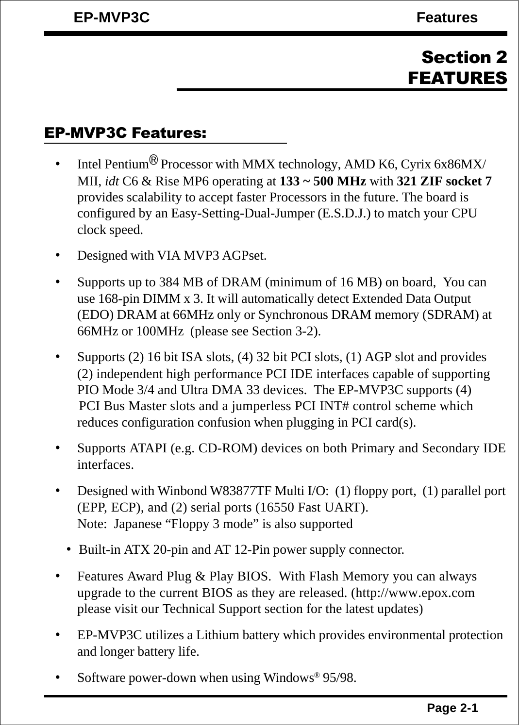# Section 2
# FEATURES

## EP-MVP3C Features:

- Intel Pentium® Processor with MMX technology, AMD K6, Cyrix 6x86MX/MII, *idt* C6 & Rise MP6 operating at **133 ~ 500 MHz** with **321 ZIF socket 7** provides scalability to accept faster Processors in the future. The board is configured by an Easy-Setting-Dual-Jumper (E.S.D.J.) to match your CPU clock speed.
- Designed with VIA MVP3 AGPset.
- Supports up to 384 MB of DRAM (minimum of 16 MB) on board, You can use 168-pin DIMM x 3. It will automatically detect Extended Data Output (EDO) DRAM at 66MHz only or Synchronous DRAM memory (SDRAM) at 66MHz or 100MHz (please see Section 3-2).
- Supports (2) 16 bit ISA slots, (4) 32 bit PCI slots, (1) AGP slot and provides (2) independent high performance PCI IDE interfaces capable of supporting PIO Mode 3/4 and Ultra DMA 33 devices. The EP-MVP3C supports (4) PCI Bus Master slots and a jumperless PCI INT# control scheme which reduces configuration confusion when plugging in PCI card(s).
- Supports ATAPI (e.g. CD-ROM) devices on both Primary and Secondary IDE interfaces.
- Designed with Winbond W83877TF Multi I/O: (1) floppy port, (1) parallel port (EPP, ECP), and (2) serial ports (16550 Fast UART).
  Note: Japanese "Floppy 3 mode" is also supported
- Built-in ATX 20-pin and AT 12-Pin power supply connector.
- Features Award Plug & Play BIOS. With Flash Memory you can always upgrade to the current BIOS as they are released. (http://www.epox.com please visit our Technical Support section for the latest updates)
- EP-MVP3C utilizes a Lithium battery which provides environmental protection and longer battery life.
- Software power-down when using Windows® 95/98.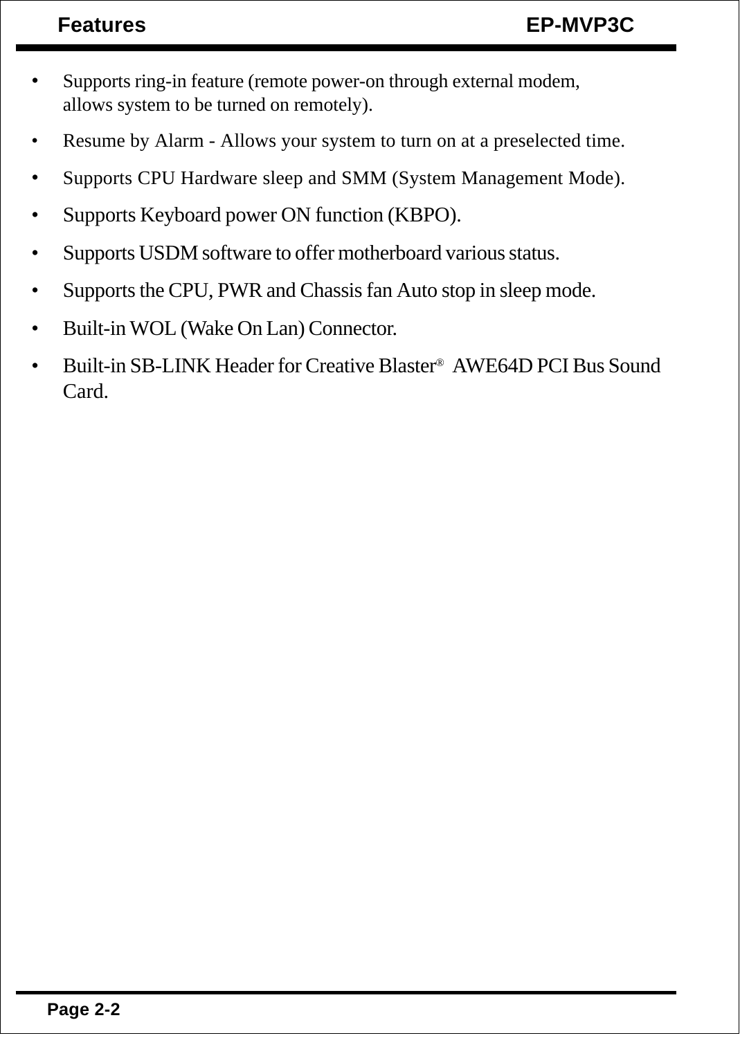- Supports ring-in feature (remote power-on through external modem, allows system to be turned on remotely).
- Resume by Alarm - Allows your system to turn on at a preselected time.
- Supports CPU Hardware sleep and SMM (System Management Mode).
- Supports Keyboard power ON function (KBPO).
- Supports USDM software to offer motherboard various status.
- Supports the CPU, PWR and Chassis fan Auto stop in sleep mode.
- Built-in WOL (Wake On Lan) Connector.
- Built-in SB-LINK Header for Creative Blaster® AWE64D PCI Bus Sound Card.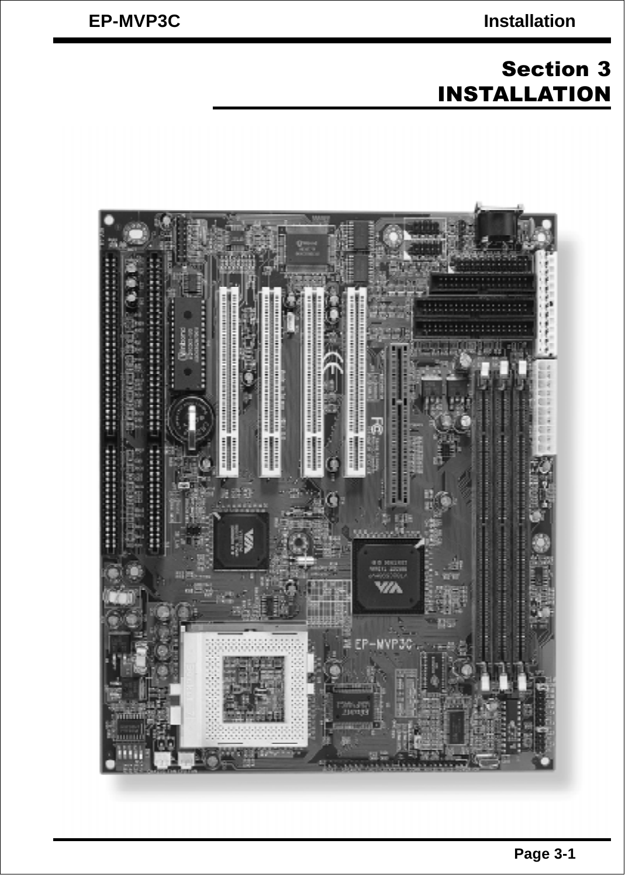# Section 3
# INSTALLATION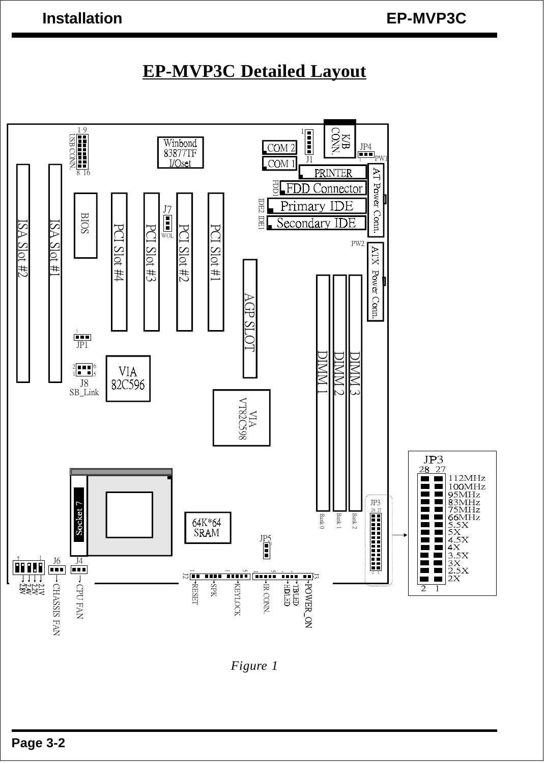# EP-MVP3C Detailed Layout

*Figure 1*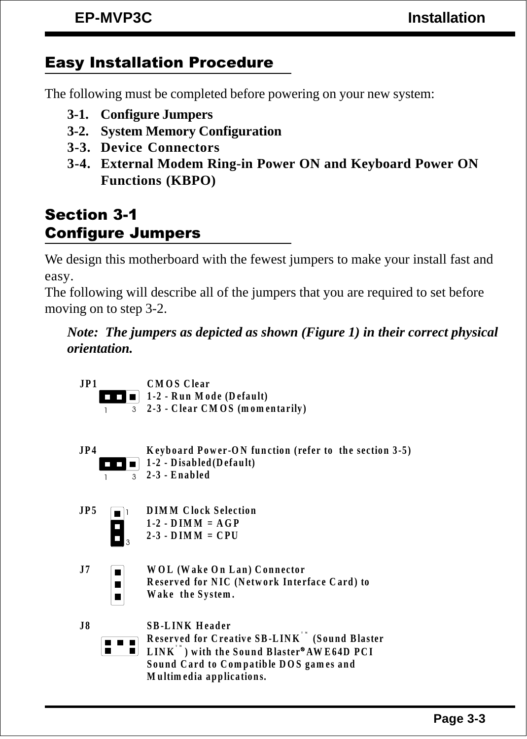## Easy Installation Procedure

The following must be completed before powering on your new system:

**3-1. Configure Jumpers**
**3-2. System Memory Configuration**
**3-3. Device Connectors**
**3-4. External Modem Ring-in Power ON and Keyboard Power ON Functions (KBPO)**

## Section 3-1
## Configure Jumpers

We design this motherboard with the fewest jumpers to make your install fast and easy.
The following will describe all of the jumpers that you are required to set before moving on to step 3-2.

***Note: The jumpers as depicted as shown (Figure 1) in their correct physical orientation.***

**JP1** — **CMOS Clear**
**1-2 - Run Mode (Default)**
**2-3 - Clear CMOS (momentarily)**

**JP4** — **Keyboard Power-ON function (refer to the section 3-5)**
**1-2 - Disabled(Default)**
**2-3 - Enabled**

**JP5** — **DIMM Clock Selection**
**1-2 - DIMM = AGP**
**2-3 - DIMM = CPU**

**J7** — **WOL (Wake On Lan) Connector**
**Reserved for NIC (Network Interface Card) to Wake the System.**

**J8** — **SB-LINK Header**
**Reserved for Creative SB-LINK™ (Sound Blaster LINK™) with the Sound Blaster® AWE64D PCI Sound Card to Compatible DOS games and Multimedia applications.**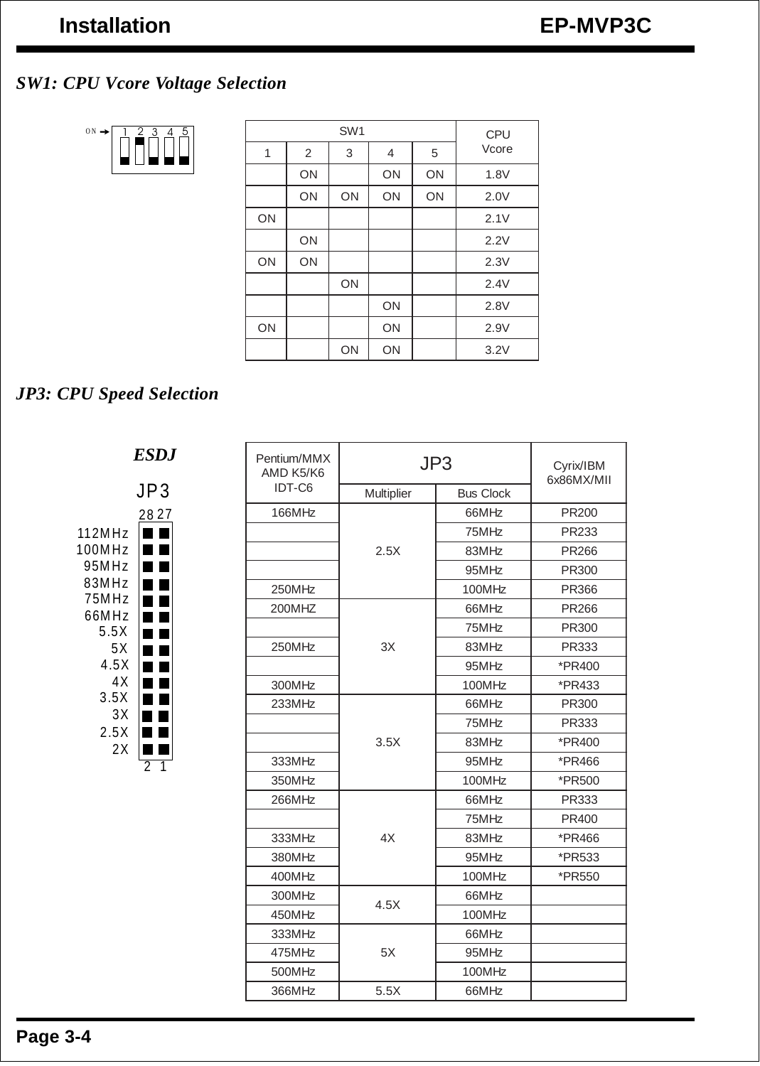## SW1: CPU Vcore Voltage Selection

| SW1 | | | | | CPU Vcore |
|---|---|---|---|---|---|
| 1 | 2 | 3 | 4 | 5 | |
| | ON | | ON | ON | 1.8V |
| | ON | ON | ON | ON | 2.0V |
| ON | | | | | 2.1V |
| | ON | | | | 2.2V |
| ON | ON | | | | 2.3V |
| | | ON | | | 2.4V |
| | | | ON | | 2.8V |
| ON | | | ON | | 2.9V |
| | | ON | ON | | 3.2V |

## JP3: CPU Speed Selection

**ESDJ**

JP3

28 27

112MHz
100MHz
95MHz
83MHz
75MHz
66MHz
5.5X
5X
4.5X
4X
3.5X
3X
2.5X
2X

2 1

| Pentium/MMX AMD K5/K6 IDT-C6 | JP3 | | Cyrix/IBM 6x86MX/MII |
|---|---|---|---|
| | Multiplier | Bus Clock | |
| 166MHz | 2.5X | 66MHz | PR200 |
| | | 75MHz | PR233 |
| | | 83MHz | PR266 |
| | | 95MHz | PR300 |
| 250MHz | | 100MHz | PR366 |
| 200MHZ | 3X | 66MHz | PR266 |
| | | 75MHz | PR300 |
| 250MHz | | 83MHz | PR333 |
| | | 95MHz | *PR400 |
| 300MHz | | 100MHz | *PR433 |
| 233MHz | 3.5X | 66MHz | PR300 |
| | | 75MHz | PR333 |
| | | 83MHz | *PR400 |
| 333MHz | | 95MHz | *PR466 |
| 350MHz | | 100MHz | *PR500 |
| 266MHz | 4X | 66MHz | PR333 |
| | | 75MHz | PR400 |
| 333MHz | | 83MHz | *PR466 |
| 380MHz | | 95MHz | *PR533 |
| 400MHz | | 100MHz | *PR550 |
| 300MHz | 4.5X | 66MHz | |
| 450MHz | | 100MHz | |
| 333MHz | 5X | 66MHz | |
| 475MHz | | 95MHz | |
| 500MHz | | 100MHz | |
| 366MHz | 5.5X | 66MHz | |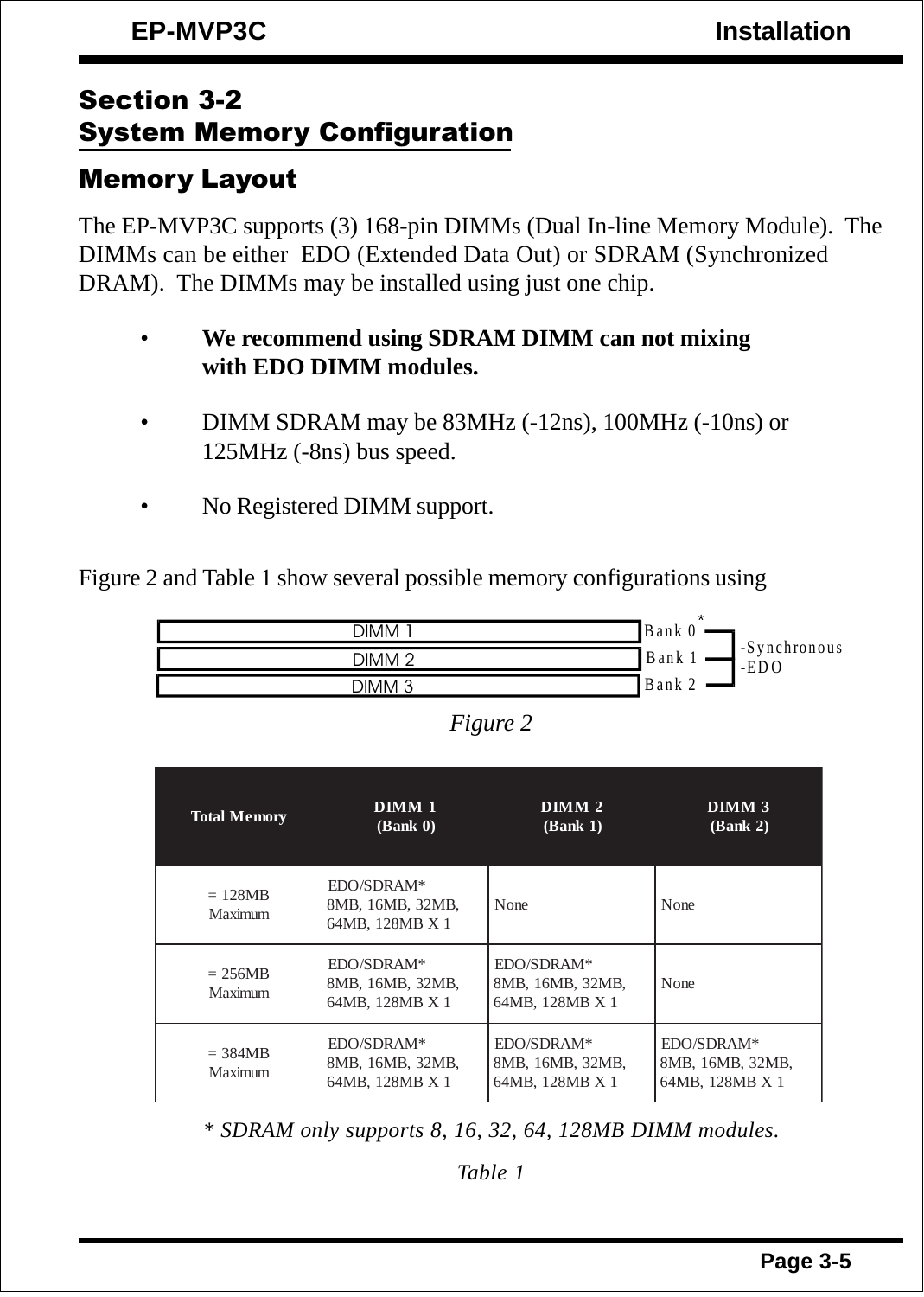## Section 3-2
## System Memory Configuration

### Memory Layout

The EP-MVP3C supports (3) 168-pin DIMMs (Dual In-line Memory Module). The DIMMs can be either EDO (Extended Data Out) or SDRAM (Synchronized DRAM). The DIMMs may be installed using just one chip.

- **We recommend using SDRAM DIMM can not mixing with EDO DIMM modules.**
- DIMM SDRAM may be 83MHz (-12ns), 100MHz (-10ns) or 125MHz (-8ns) bus speed.
- No Registered DIMM support.

Figure 2 and Table 1 show several possible memory configurations using

DIMM 1 — Bank 0*
DIMM 2 — Bank 1
DIMM 3 — Bank 2

-Synchronous
-EDO

*Figure 2*

| Total Memory | DIMM 1 (Bank 0) | DIMM 2 (Bank 1) | DIMM 3 (Bank 2) |
|---|---|---|---|
| = 128MB Maximum | EDO/SDRAM* 8MB, 16MB, 32MB, 64MB, 128MB X 1 | None | None |
| = 256MB Maximum | EDO/SDRAM* 8MB, 16MB, 32MB, 64MB, 128MB X 1 | EDO/SDRAM* 8MB, 16MB, 32MB, 64MB, 128MB X 1 | None |
| = 384MB Maximum | EDO/SDRAM* 8MB, 16MB, 32MB, 64MB, 128MB X 1 | EDO/SDRAM* 8MB, 16MB, 32MB, 64MB, 128MB X 1 | EDO/SDRAM* 8MB, 16MB, 32MB, 64MB, 128MB X 1 |

*\* SDRAM only supports 8, 16, 32, 64, 128MB DIMM modules.*

*Table 1*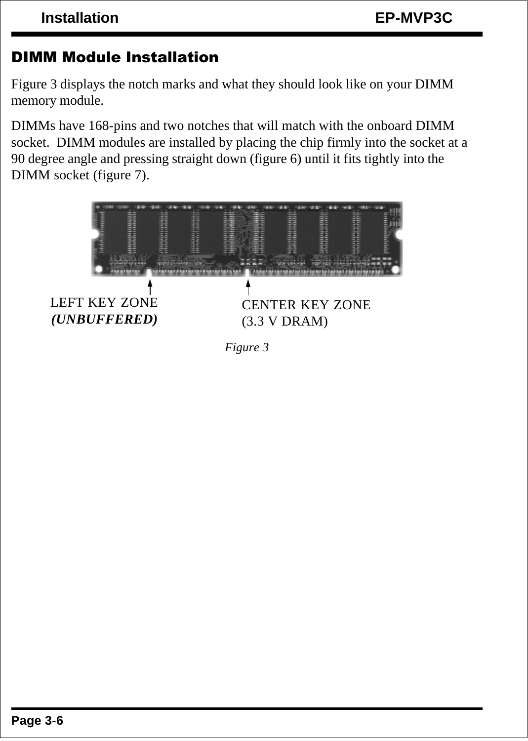## DIMM Module Installation

Figure 3 displays the notch marks and what they should look like on your DIMM memory module.

DIMMs have 168-pins and two notches that will match with the onboard DIMM socket. DIMM modules are installed by placing the chip firmly into the socket at a 90 degree angle and pressing straight down (figure 6) until it fits tightly into the DIMM socket (figure 7).

LEFT KEY ZONE
***(UNBUFFERED)***

CENTER KEY ZONE
(3.3 V DRAM)

*Figure 3*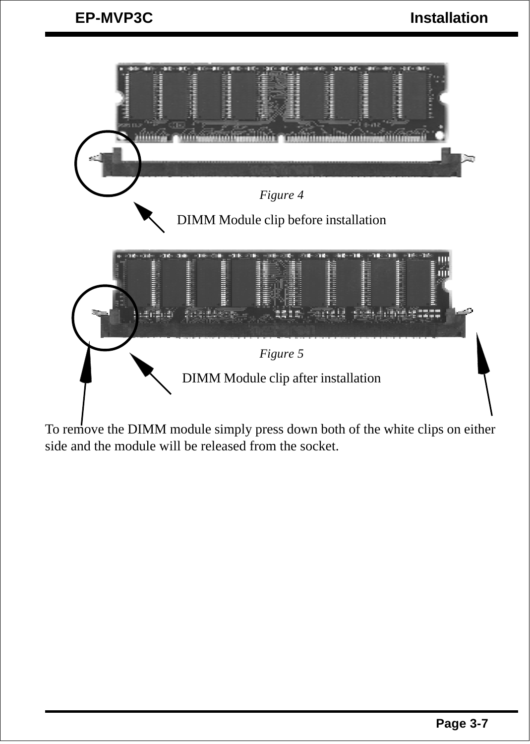*Figure 4*

DIMM Module clip before installation

*Figure 5*

DIMM Module clip after installation

To remove the DIMM module simply press down both of the white clips on either side and the module will be released from the socket.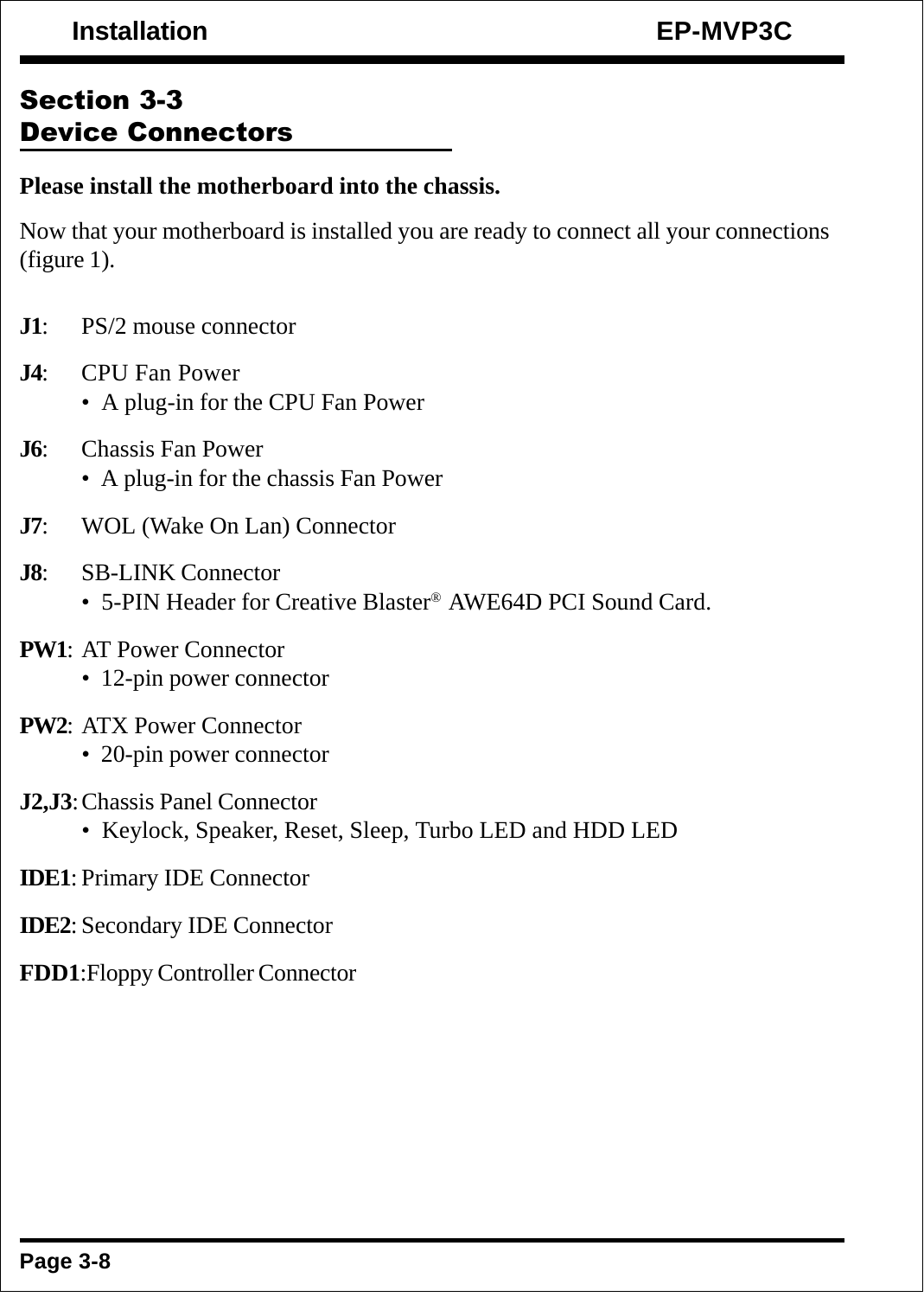## Section 3-3
## Device Connectors

**Please install the motherboard into the chassis.**

Now that your motherboard is installed you are ready to connect all your connections (figure 1).

**J1**: PS/2 mouse connector

**J4**: CPU Fan Power
- A plug-in for the CPU Fan Power

**J6**: Chassis Fan Power
- A plug-in for the chassis Fan Power

**J7**: WOL (Wake On Lan) Connector

**J8**: SB-LINK Connector
- 5-PIN Header for Creative Blaster® AWE64D PCI Sound Card.

**PW1**: AT Power Connector
- 12-pin power connector

**PW2**: ATX Power Connector
- 20-pin power connector

**J2,J3**: Chassis Panel Connector
- Keylock, Speaker, Reset, Sleep, Turbo LED and HDD LED

**IDE1**: Primary IDE Connector

**IDE2**: Secondary IDE Connector

**FDD1**: Floppy Controller Connector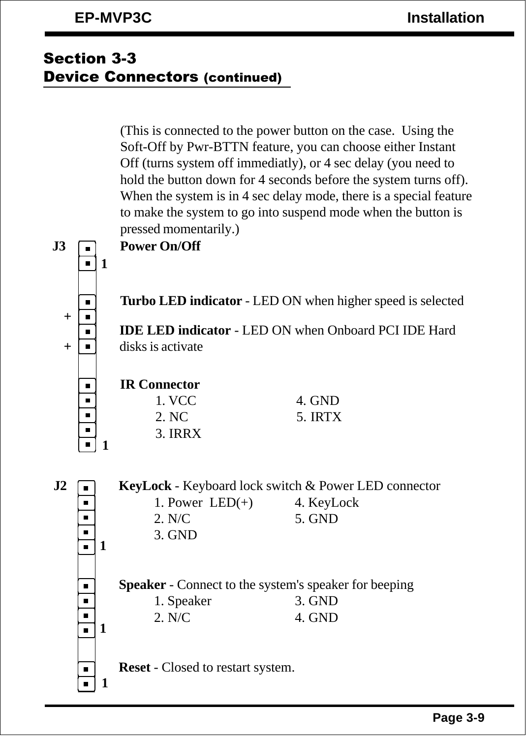## Section 3-3
## Device Connectors (continued)

(This is connected to the power button on the case. Using the Soft-Off by Pwr-BTTN feature, you can choose either Instant Off (turns system off immediatly), or 4 sec delay (you need to hold the button down for 4 seconds before the system turns off). When the system is in 4 sec delay mode, there is a special feature to make the system to go into suspend mode when the button is pressed momentarily.)

**J3**

**Power On/Off** (pin 1)

**Turbo LED indicator** - LED ON when higher speed is selected (+)

**IDE LED indicator** - LED ON when Onboard PCI IDE Hard disks is activate (+)

**IR Connector** (pin 1)

| | |
|---|---|
| 1. VCC | 4. GND |
| 2. NC | 5. IRTX |
| 3. IRRX | |

**J2**

**KeyLock** - Keyboard lock switch & Power LED connector (pin 1)

| | |
|---|---|
| 1. Power LED(+) | 4. KeyLock |
| 2. N/C | 5. GND |
| 3. GND | |

**Speaker** - Connect to the system's speaker for beeping (pin 1)

| | |
|---|---|
| 1. Speaker | 3. GND |
| 2. N/C | 4. GND |

**Reset** - Closed to restart system. (pin 1)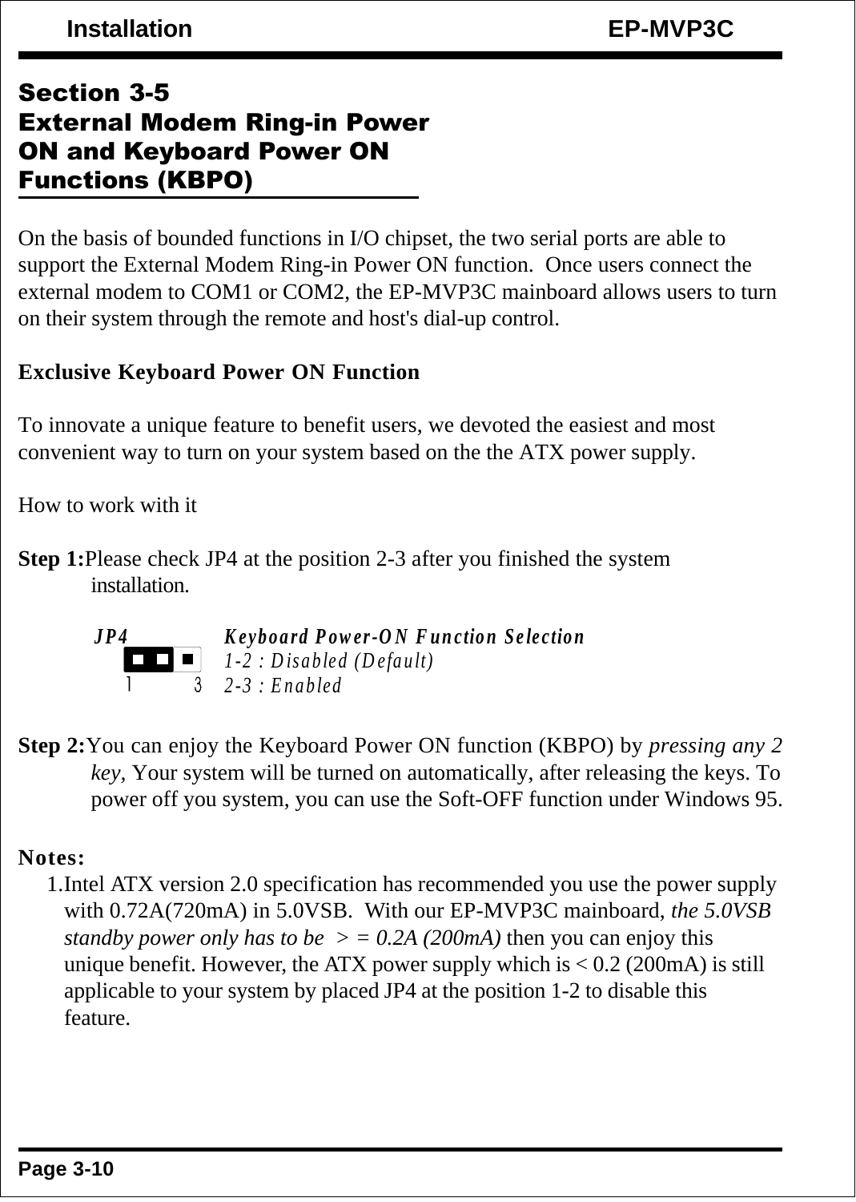## Section 3-5
## External Modem Ring-in Power ON and Keyboard Power ON Functions (KBPO)

On the basis of bounded functions in I/O chipset, the two serial ports are able to support the External Modem Ring-in Power ON function. Once users connect the external modem to COM1 or COM2, the EP-MVP3C mainboard allows users to turn on their system through the remote and host's dial-up control.

**Exclusive Keyboard Power ON Function**

To innovate a unique feature to benefit users, we devoted the easiest and most convenient way to turn on your system based on the the ATX power supply.

How to work with it

**Step 1:** Please check JP4 at the position 2-3 after you finished the system installation.

*JP4* — *Keyboard Power-ON Function Selection*

*1-2 : Disabled (Default)*

*2-3 : Enabled*

**Step 2:** You can enjoy the Keyboard Power ON function (KBPO) by *pressing any 2 key*, Your system will be turned on automatically, after releasing the keys. To power off you system, you can use the Soft-OFF function under Windows 95.

**Notes:**

1. Intel ATX version 2.0 specification has recommended you use the power supply with 0.72A(720mA) in 5.0VSB. With our EP-MVP3C mainboard, *the 5.0VSB standby power only has to be > = 0.2A (200mA)* then you can enjoy this unique benefit. However, the ATX power supply which is < 0.2 (200mA) is still applicable to your system by placed JP4 at the position 1-2 to disable this feature.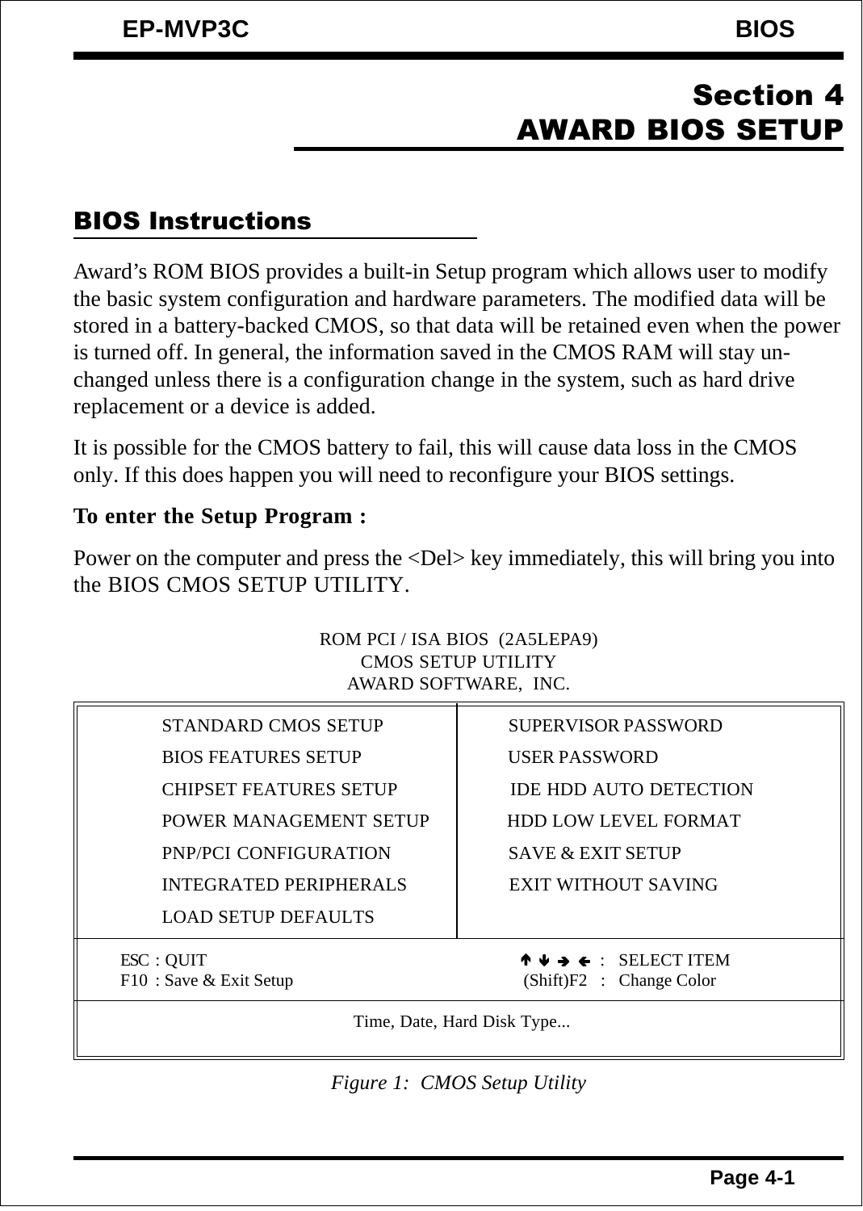# Section 4
# AWARD BIOS SETUP

## BIOS Instructions

Award's ROM BIOS provides a built-in Setup program which allows user to modify the basic system configuration and hardware parameters. The modified data will be stored in a battery-backed CMOS, so that data will be retained even when the power is turned off. In general, the information saved in the CMOS RAM will stay unchanged unless there is a configuration change in the system, such as hard drive replacement or a device is added.

It is possible for the CMOS battery to fail, this will cause data loss in the CMOS only. If this does happen you will need to reconfigure your BIOS settings.

**To enter the Setup Program :**

Power on the computer and press the <Del> key immediately, this will bring you into the BIOS CMOS SETUP UTILITY.

```
                 ROM PCI / ISA BIOS  (2A5LEPA9)
                      CMOS SETUP UTILITY
                     AWARD SOFTWARE,  INC.

    STANDARD CMOS SETUP            SUPERVISOR PASSWORD
    BIOS FEATURES SETUP            USER PASSWORD
    CHIPSET FEATURES SETUP         IDE HDD AUTO DETECTION
    POWER MANAGEMENT SETUP         HDD LOW LEVEL FORMAT
    PNP/PCI CONFIGURATION          SAVE & EXIT SETUP
    INTEGRATED PERIPHERALS         EXIT WITHOUT SAVING
    LOAD SETUP DEFAULTS

  ESC : QUIT                          ↑ ↓ → ←   :  SELECT ITEM
  F10 : Save & Exit Setup             (Shift)F2  :  Change Color

                  Time, Date, Hard Disk Type...
```

*Figure 1: CMOS Setup Utility*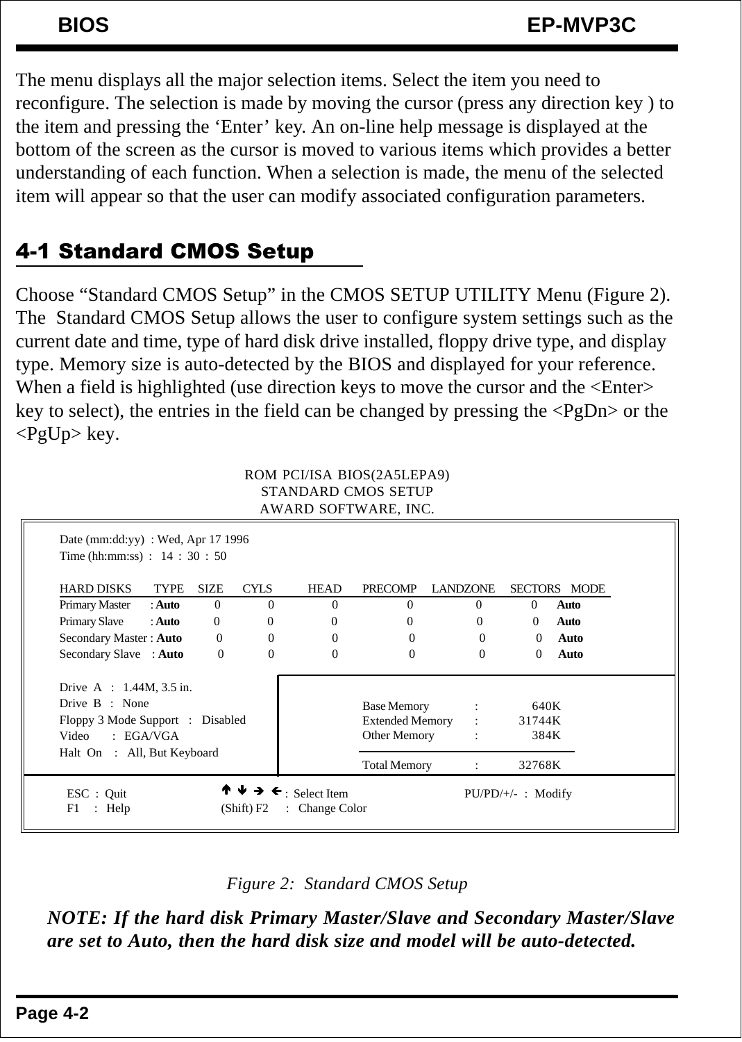The menu displays all the major selection items. Select the item you need to reconfigure. The selection is made by moving the cursor (press any direction key ) to the item and pressing the 'Enter' key. An on-line help message is displayed at the bottom of the screen as the cursor is moved to various items which provides a better understanding of each function. When a selection is made, the menu of the selected item will appear so that the user can modify associated configuration parameters.

## 4-1 Standard CMOS Setup

Choose "Standard CMOS Setup" in the CMOS SETUP UTILITY Menu (Figure 2). The Standard CMOS Setup allows the user to configure system settings such as the current date and time, type of hard disk drive installed, floppy drive type, and display type. Memory size is auto-detected by the BIOS and displayed for your reference. When a field is highlighted (use direction keys to move the cursor and the <Enter> key to select), the entries in the field can be changed by pressing the <PgDn> or the <PgUp> key.

```
                        ROM PCI/ISA BIOS(2A5LEPA9)
                           STANDARD CMOS SETUP
                          AWARD SOFTWARE, INC.

  Date (mm:dd:yy)  : Wed, Apr 17 1996
  Time (hh:mm:ss)  :  14 : 30 : 50

  HARD DISKS        TYPE   SIZE   CYLS   HEAD   PRECOMP   LANDZONE   SECTORS   MODE
  Primary Master   : Auto    0      0      0       0          0          0     Auto
  Primary Slave    : Auto    0      0      0       0          0          0     Auto
  Secondary Master : Auto    0      0      0       0          0          0     Auto
  Secondary Slave  : Auto    0      0      0       0          0          0     Auto

  Drive  A  :  1.44M, 3.5 in.
  Drive  B  :  None                       Base Memory       :      640K
  Floppy 3 Mode Support  :  Disabled      Extended Memory   :    31744K
  Video     :  EGA/VGA                    Other Memory      :      384K
  Halt  On  :  All, But Keyboard
                                          Total Memory      :    32768K

   ESC  :  Quit          ↑ ↓ → ←  :  Select Item         PU/PD/+/-  :  Modify
   F1   :  Help          (Shift) F2  :  Change Color
```

*Figure 2: Standard CMOS Setup*

***NOTE: If the hard disk Primary Master/Slave and Secondary Master/Slave are set to Auto, then the hard disk size and model will be auto-detected.***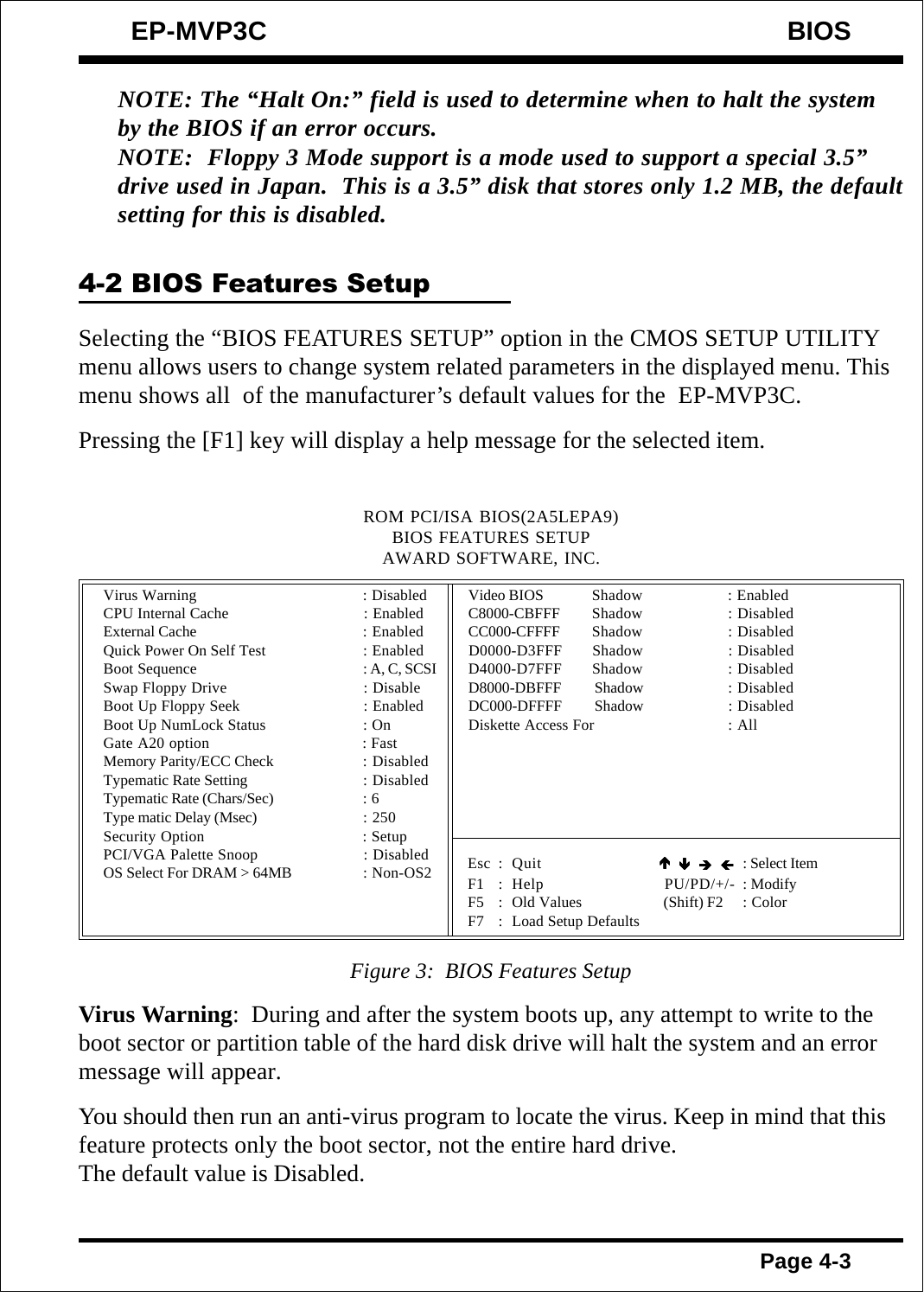*NOTE: The "Halt On:" field is used to determine when to halt the system by the BIOS if an error occurs.*
*NOTE: Floppy 3 Mode support is a mode used to support a special 3.5" drive used in Japan. This is a 3.5" disk that stores only 1.2 MB, the default setting for this is disabled.*

## 4-2 BIOS Features Setup

Selecting the "BIOS FEATURES SETUP" option in the CMOS SETUP UTILITY menu allows users to change system related parameters in the displayed menu. This menu shows all of the manufacturer's default values for the EP-MVP3C.

Pressing the [F1] key will display a help message for the selected item.

```
                         ROM PCI/ISA BIOS(2A5LEPA9)
                            BIOS FEATURES SETUP
                           AWARD SOFTWARE, INC.

Virus Warning                 : Disabled     Video BIOS     Shadow     : Enabled
CPU Internal Cache            : Enabled      C8000-CBFFF    Shadow     : Disabled
External Cache                : Enabled      CC000-CFFFF    Shadow     : Disabled
Quick Power On Self Test      : Enabled      D0000-D3FFF    Shadow     : Disabled
Boot Sequence                 : A, C, SCSI   D4000-D7FFF    Shadow     : Disabled
Swap Floppy Drive             : Disable      D8000-DBFFF    Shadow     : Disabled
Boot Up Floppy Seek           : Enabled      DC000-DFFFF    Shadow     : Disabled
Boot Up NumLock Status        : On           Diskette Access For       : All
Gate A20 option               : Fast
Memory Parity/ECC Check       : Disabled
Typematic Rate Setting        : Disabled
Typematic Rate (Chars/Sec)    : 6
Type matic Delay (Msec)       : 250
Security Option               : Setup
PCI/VGA Palette Snoop         : Disabled     Esc : Quit          ↑ ↓ → ← : Select Item
OS Select For DRAM > 64MB     : Non-OS2      F1  : Help          PU/PD/+/- : Modify
                                             F5  : Old Values    (Shift) F2 : Color
                                             F7  : Load Setup Defaults
```

*Figure 3: BIOS Features Setup*

**Virus Warning**: During and after the system boots up, any attempt to write to the boot sector or partition table of the hard disk drive will halt the system and an error message will appear.

You should then run an anti-virus program to locate the virus. Keep in mind that this feature protects only the boot sector, not the entire hard drive.
The default value is Disabled.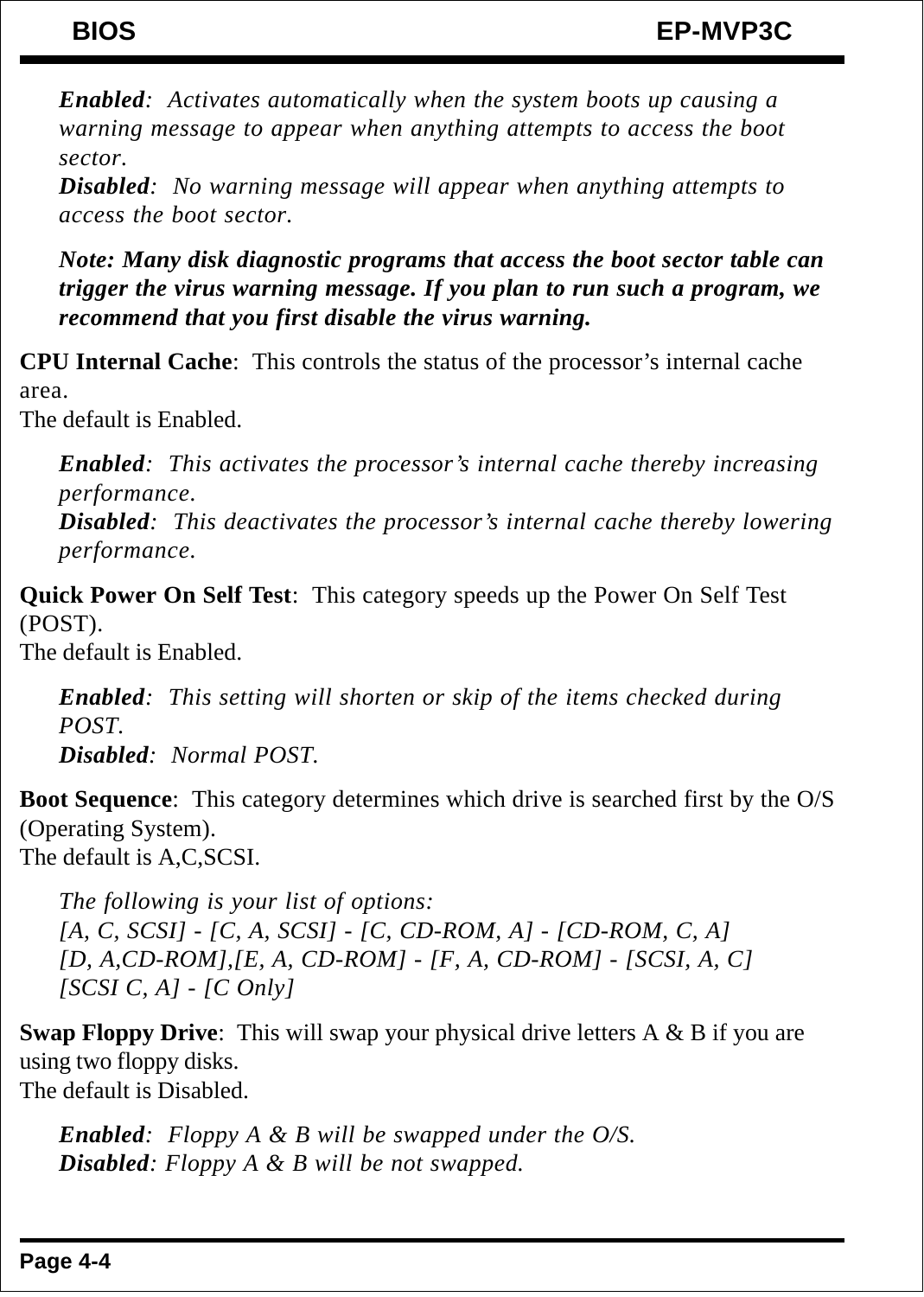*Enabled*:  *Activates automatically when the system boots up causing a warning message to appear when anything attempts to access the boot sector.*
*Disabled*:  *No warning message will appear when anything attempts to access the boot sector.*

***Note: Many disk diagnostic programs that access the boot sector table can trigger the virus warning message. If you plan to run such a program, we recommend that you first disable the virus warning.***

**CPU Internal Cache**:  This controls the status of the processor's internal cache area.
The default is Enabled.

*Enabled*:  *This activates the processor's internal cache thereby increasing performance.*
*Disabled*:  *This deactivates the processor's internal cache thereby lowering performance.*

**Quick Power On Self Test**:  This category speeds up the Power On Self Test (POST).
The default is Enabled.

*Enabled*:  *This setting will shorten or skip of the items checked during POST.*
*Disabled*:  *Normal POST.*

**Boot Sequence**:  This category determines which drive is searched first by the O/S (Operating System).
The default is A,C,SCSI.

*The following is your list of options:*
*[A, C, SCSI] - [C, A, SCSI] - [C, CD-ROM, A] - [CD-ROM, C, A]*
*[D, A,CD-ROM],[E, A, CD-ROM] - [F, A, CD-ROM] - [SCSI, A, C]*
*[SCSI C, A] - [C Only]*

**Swap Floppy Drive**:  This will swap your physical drive letters A & B if you are using two floppy disks.
The default is Disabled.

*Enabled*:  *Floppy A & B will be swapped under the O/S.*
*Disabled*: *Floppy A & B will be not swapped.*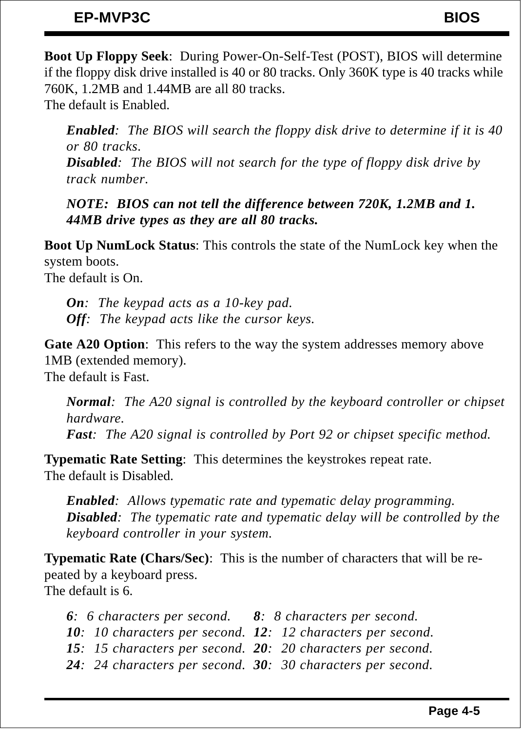**Boot Up Floppy Seek**: During Power-On-Self-Test (POST), BIOS will determine if the floppy disk drive installed is 40 or 80 tracks. Only 360K type is 40 tracks while 760K, 1.2MB and 1.44MB are all 80 tracks.
The default is Enabled.

> ***Enabled***: *The BIOS will search the floppy disk drive to determine if it is 40 or 80 tracks.*
> ***Disabled***: *The BIOS will not search for the type of floppy disk drive by track number.*
>
> ***NOTE: BIOS can not tell the difference between 720K, 1.2MB and 1.44MB drive types as they are all 80 tracks.***

**Boot Up NumLock Status**: This controls the state of the NumLock key when the system boots.
The default is On.

> ***On***: *The keypad acts as a 10-key pad.*
> ***Off***: *The keypad acts like the cursor keys.*

**Gate A20 Option**: This refers to the way the system addresses memory above 1MB (extended memory).
The default is Fast.

> ***Normal***: *The A20 signal is controlled by the keyboard controller or chipset hardware.*
> ***Fast***: *The A20 signal is controlled by Port 92 or chipset specific method.*

**Typematic Rate Setting**: This determines the keystrokes repeat rate.
The default is Disabled.

> ***Enabled***: *Allows typematic rate and typematic delay programming.*
> ***Disabled***: *The typematic rate and typematic delay will be controlled by the keyboard controller in your system.*

**Typematic Rate (Chars/Sec)**: This is the number of characters that will be repeated by a keyboard press.
The default is 6.

> ***6***: *6 characters per second.* ***8***: *8 characters per second.*
> ***10***: *10 characters per second.* ***12***: *12 characters per second.*
> ***15***: *15 characters per second.* ***20***: *20 characters per second.*
> ***24***: *24 characters per second.* ***30***: *30 characters per second.*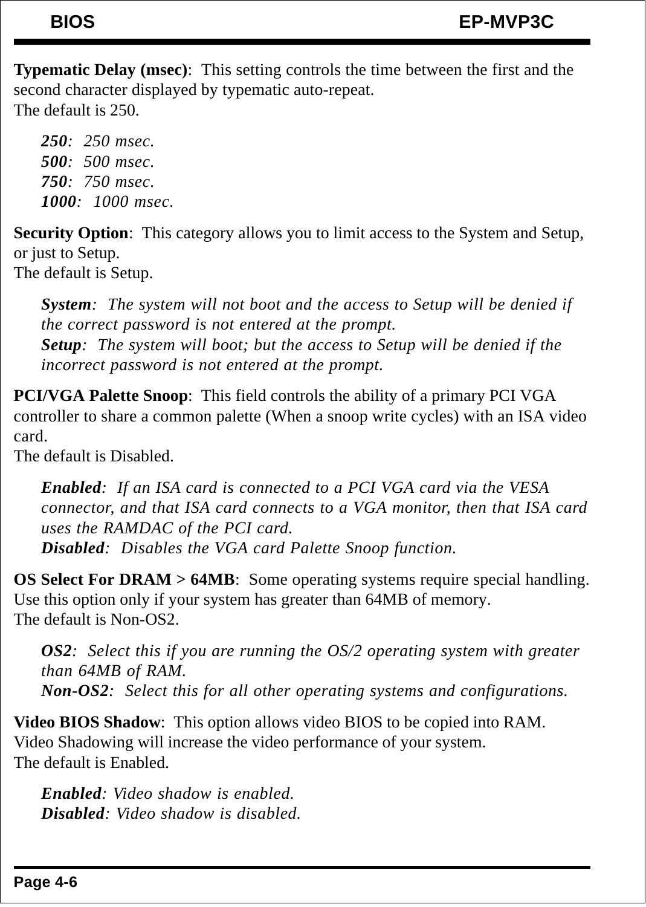**Typematic Delay (msec)**: This setting controls the time between the first and the second character displayed by typematic auto-repeat.
The default is 250.

> ***250***: *250 msec.*
> ***500***: *500 msec.*
> ***750***: *750 msec.*
> ***1000***: *1000 msec.*

**Security Option**: This category allows you to limit access to the System and Setup, or just to Setup.
The default is Setup.

> ***System***: *The system will not boot and the access to Setup will be denied if the correct password is not entered at the prompt.*
> ***Setup***: *The system will boot; but the access to Setup will be denied if the incorrect password is not entered at the prompt.*

**PCI/VGA Palette Snoop**: This field controls the ability of a primary PCI VGA controller to share a common palette (When a snoop write cycles) with an ISA video card.
The default is Disabled.

> ***Enabled***: *If an ISA card is connected to a PCI VGA card via the VESA connector, and that ISA card connects to a VGA monitor, then that ISA card uses the RAMDAC of the PCI card.*
> ***Disabled***: *Disables the VGA card Palette Snoop function.*

**OS Select For DRAM > 64MB**: Some operating systems require special handling. Use this option only if your system has greater than 64MB of memory.
The default is Non-OS2.

> ***OS2***: *Select this if you are running the OS/2 operating system with greater than 64MB of RAM.*
> ***Non-OS2***: *Select this for all other operating systems and configurations.*

**Video BIOS Shadow**: This option allows video BIOS to be copied into RAM. Video Shadowing will increase the video performance of your system.
The default is Enabled.

> ***Enabled***: *Video shadow is enabled.*
> ***Disabled***: *Video shadow is disabled.*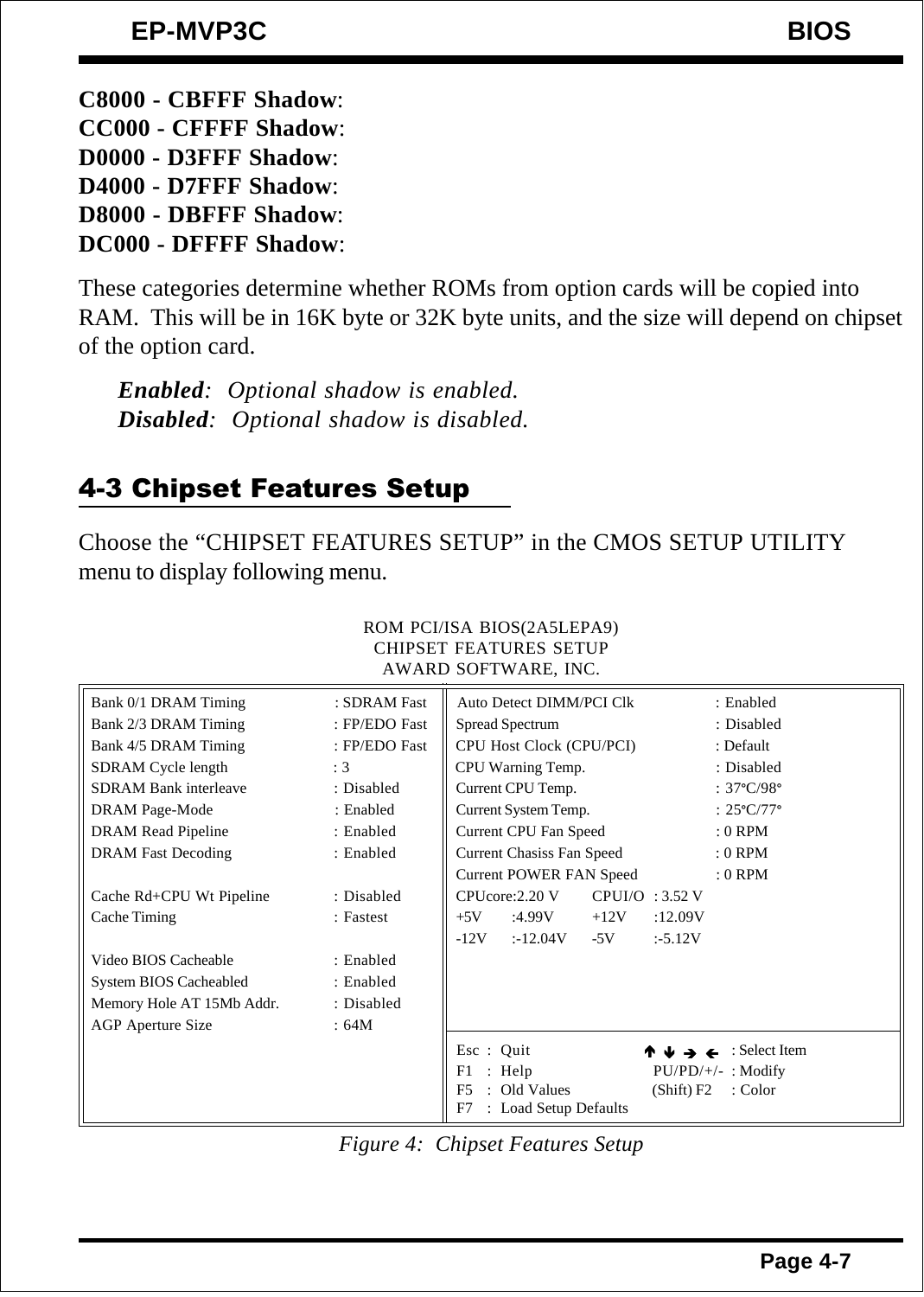**C8000 - CBFFF Shadow**:
**CC000 - CFFFF Shadow**:
**D0000 - D3FFF Shadow**:
**D4000 - D7FFF Shadow**:
**D8000 - DBFFF Shadow**:
**DC000 - DFFFF Shadow**:

These categories determine whether ROMs from option cards will be copied into RAM. This will be in 16K byte or 32K byte units, and the size will depend on chipset of the option card.

> ***Enabled***: *Optional shadow is enabled.*
> ***Disabled***: *Optional shadow is disabled.*

## 4-3 Chipset Features Setup

Choose the "CHIPSET FEATURES SETUP" in the CMOS SETUP UTILITY menu to display following menu.

```
                         ROM PCI/ISA BIOS(2A5LEPA9)
                          CHIPSET FEATURES SETUP
                           AWARD SOFTWARE, INC.

Bank 0/1 DRAM Timing       : SDRAM Fast   Auto Detect DIMM/PCI Clk    : Enabled
Bank 2/3 DRAM Timing       : FP/EDO Fast  Spread Spectrum             : Disabled
Bank 4/5 DRAM Timing       : FP/EDO Fast  CPU Host Clock (CPU/PCI)    : Default
SDRAM Cycle length         : 3            CPU Warning Temp.           : Disabled
SDRAM Bank interleave      : Disabled     Current CPU Temp.           : 37°C/98°
DRAM Page-Mode             : Enabled      Current System Temp.        : 25°C/77°
DRAM Read Pipeline         : Enabled      Current CPU Fan Speed       : 0 RPM
DRAM Fast Decoding         : Enabled      Current Chasiss Fan Speed   : 0 RPM
                                          Current POWER FAN Speed     : 0 RPM
Cache Rd+CPU Wt Pipeline   : Disabled     CPUcore:2.20 V    CPUI/O  : 3.52 V
Cache Timing               : Fastest      +5V    :4.99V     +12V    :12.09V
                                          -12V   :-12.04V   -5V     :-5.12V
Video BIOS Cacheable       : Enabled
System BIOS Cacheabled     : Enabled
Memory Hole AT 15Mb Addr.  : Disabled
AGP Aperture Size          : 64M
                                          Esc : Quit             ↑ ↓ → ←   : Select Item
                                          F1  : Help             PU/PD/+/- : Modify
                                          F5  : Old Values       (Shift) F2 : Color
                                          F7  : Load Setup Defaults
```

*Figure 4: Chipset Features Setup*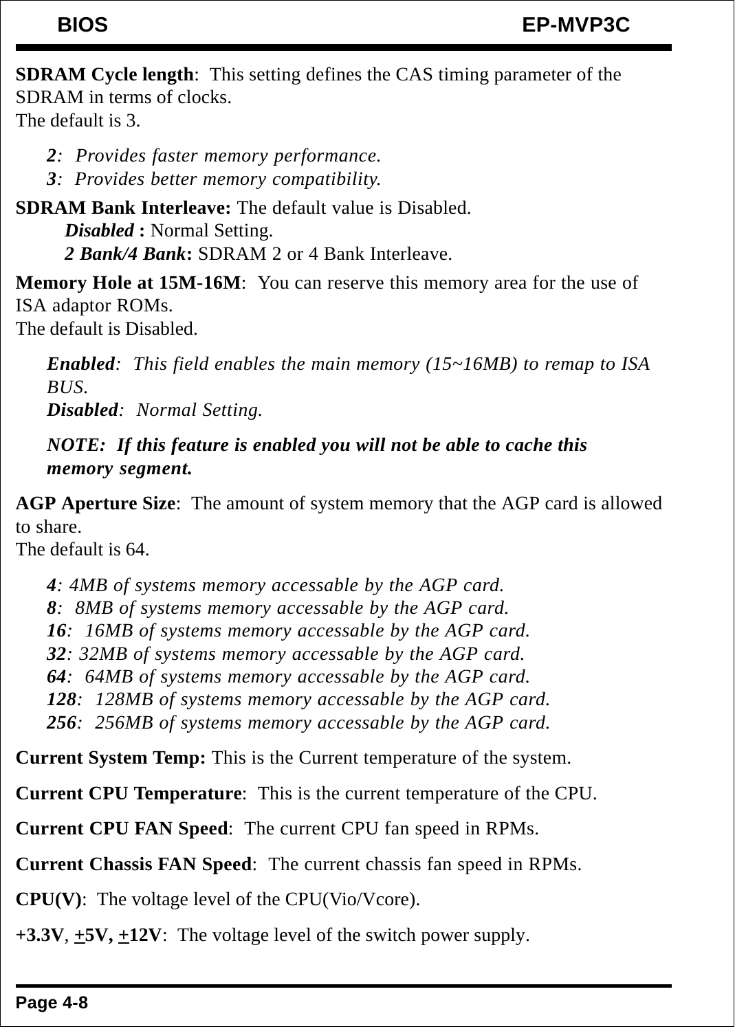**SDRAM Cycle length**: This setting defines the CAS timing parameter of the SDRAM in terms of clocks.
The default is 3.

*2*: *Provides faster memory performance.*
*3*: *Provides better memory compatibility.*

**SDRAM Bank Interleave:** The default value is Disabled.
***Disabled*** **:** Normal Setting.
***2 Bank/4 Bank*****:** SDRAM 2 or 4 Bank Interleave.

**Memory Hole at 15M-16M**: You can reserve this memory area for the use of ISA adaptor ROMs.
The default is Disabled.

***Enabled***: *This field enables the main memory (15~16MB) to remap to ISA BUS.*
***Disabled***: *Normal Setting.*

***NOTE: If this feature is enabled you will not be able to cache this memory segment.***

**AGP Aperture Size**: The amount of system memory that the AGP card is allowed to share.
The default is 64.

***4***: *4MB of systems memory accessable by the AGP card.*
***8***: *8MB of systems memory accessable by the AGP card.*
***16***: *16MB of systems memory accessable by the AGP card.*
***32***: *32MB of systems memory accessable by the AGP card.*
***64***: *64MB of systems memory accessable by the AGP card.*
***128***: *128MB of systems memory accessable by the AGP card.*
***256***: *256MB of systems memory accessable by the AGP card.*

**Current System Temp:** This is the Current temperature of the system.

**Current CPU Temperature**: This is the current temperature of the CPU.

**Current CPU FAN Speed**: The current CPU fan speed in RPMs.

**Current Chassis FAN Speed**: The current chassis fan speed in RPMs.

**CPU(V)**: The voltage level of the CPU(Vio/Vcore).

**+3.3V**, **±5V, ±12V**: The voltage level of the switch power supply.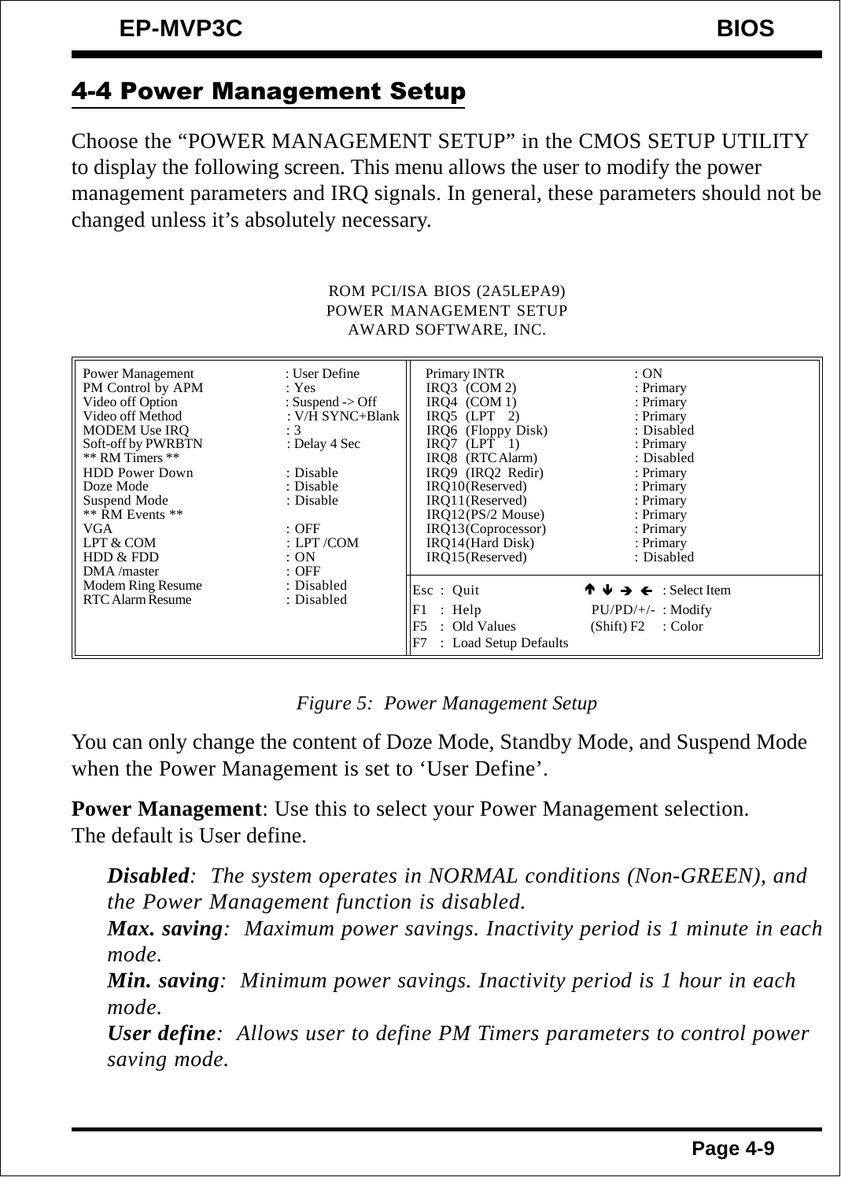## 4-4 Power Management Setup

Choose the "POWER MANAGEMENT SETUP" in the CMOS SETUP UTILITY to display the following screen. This menu allows the user to modify the power management parameters and IRQ signals. In general, these parameters should not be changed unless it's absolutely necessary.

```
                         ROM PCI/ISA BIOS (2A5LEPA9)
                          POWER MANAGEMENT SETUP
                           AWARD SOFTWARE, INC.

Power Management        : User Define       | Primary INTR          : ON
PM Control by APM       : Yes               | IRQ3  (COM 2)         : Primary
Video off Option        : Suspend -> Off    | IRQ4  (COM 1)         : Primary
Video off Method        : V/H SYNC+Blank    | IRQ5  (LPT  2)        : Primary
MODEM Use IRQ           : 3                 | IRQ6  (Floppy Disk)   : Disabled
Soft-off by PWRBTN      : Delay 4 Sec       | IRQ7  (LPT  1)        : Primary
** RM Timers **                             | IRQ8  (RTC Alarm)     : Disabled
HDD Power Down          : Disable           | IRQ9  (IRQ2 Redir)    : Primary
Doze Mode               : Disable           | IRQ10(Reserved)       : Primary
Suspend Mode            : Disable           | IRQ11(Reserved)       : Primary
** RM Events **                             | IRQ12(PS/2 Mouse)     : Primary
VGA                     : OFF               | IRQ13(Coprocessor)    : Primary
LPT & COM               : LPT /COM          | IRQ14(Hard Disk)      : Primary
HDD & FDD               : ON                | IRQ15(Reserved)       : Disabled
DMA /master             : OFF               |
Modem Ring Resume       : Disabled          | Esc : Quit         ↑ ↓ → ← : Select Item
RTC Alarm Resume        : Disabled          | F1  : Help         PU/PD/+/- : Modify
                                            | F5  : Old Values   (Shift) F2 : Color
                                            | F7  : Load Setup Defaults
```

*Figure 5: Power Management Setup*

You can only change the content of Doze Mode, Standby Mode, and Suspend Mode when the Power Management is set to 'User Define'.

**Power Management**: Use this to select your Power Management selection. The default is User define.

> ***Disabled***: *The system operates in NORMAL conditions (Non-GREEN), and the Power Management function is disabled.*
> ***Max. saving***: *Maximum power savings. Inactivity period is 1 minute in each mode.*
> ***Min. saving***: *Minimum power savings. Inactivity period is 1 hour in each mode.*
> ***User define***: *Allows user to define PM Timers parameters to control power saving mode.*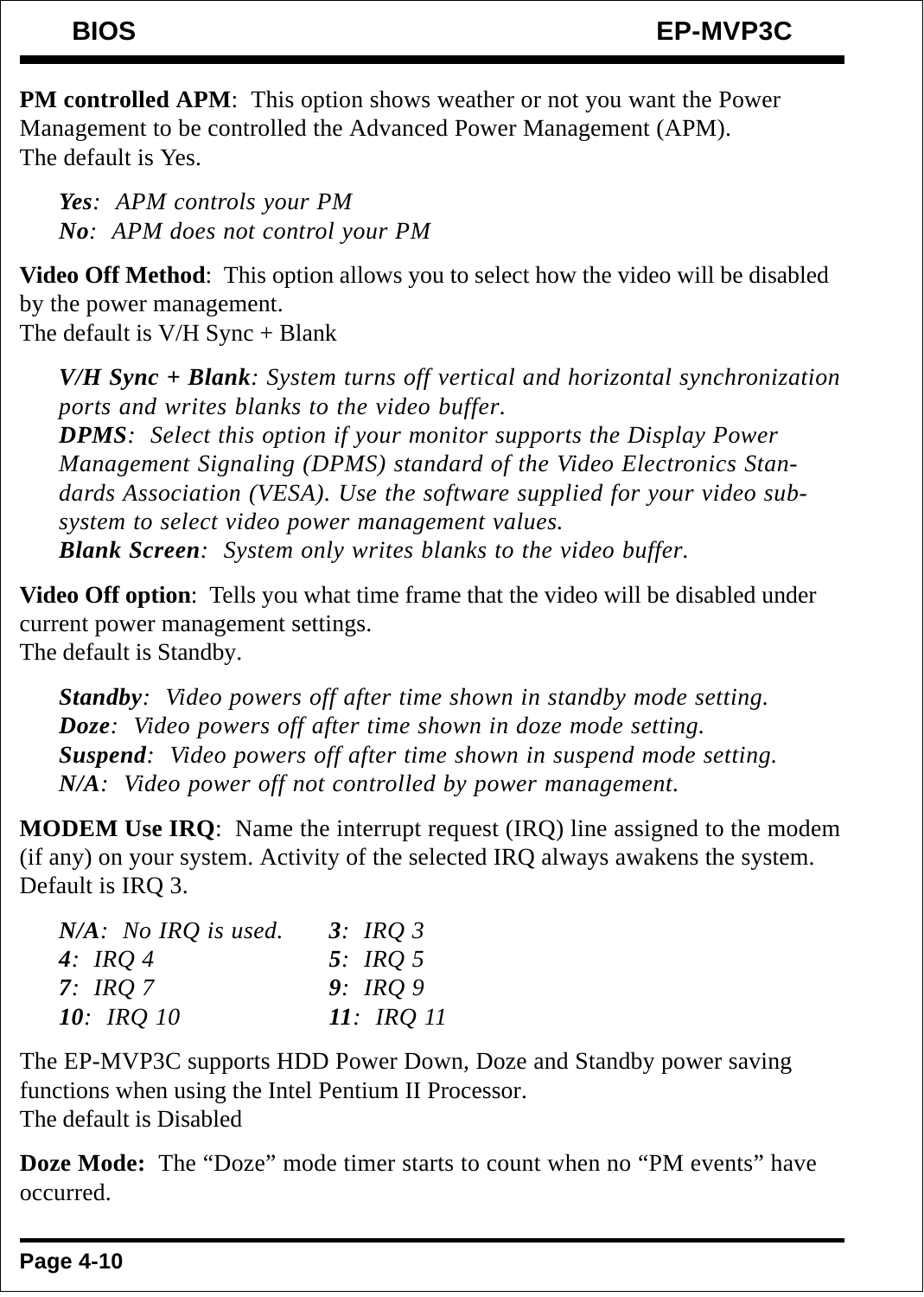**PM controlled APM**:  This option shows weather or not you want the Power Management to be controlled the Advanced Power Management (APM).
The default is Yes.

> ***Yes***:  *APM controls your PM*
> ***No***:  *APM does not control your PM*

**Video Off Method**:  This option allows you to select how the video will be disabled by the power management.
The default is V/H Sync + Blank

> ***V/H Sync + Blank****: System turns off vertical and horizontal synchronization ports and writes blanks to the video buffer.*
> ***DPMS***:  *Select this option if your monitor supports the Display Power Management Signaling (DPMS) standard of the Video Electronics Standards Association (VESA). Use the software supplied for your video subsystem to select video power management values.*
> ***Blank Screen***:  *System only writes blanks to the video buffer.*

**Video Off option**:  Tells you what time frame that the video will be disabled under current power management settings.
The default is Standby.

> ***Standby***:  *Video powers off after time shown in standby mode setting.*
> ***Doze***:  *Video powers off after time shown in doze mode setting.*
> ***Suspend***:  *Video powers off after time shown in suspend mode setting.*
> ***N/A***:  *Video power off not controlled by power management.*

**MODEM Use IRQ**:  Name the interrupt request (IRQ) line assigned to the modem (if any) on your system. Activity of the selected IRQ always awakens the system.
Default is IRQ 3.

> ***N/A***:  *No IRQ is used.*    ***3***:  *IRQ 3*
> ***4***:  *IRQ 4*    ***5***:  *IRQ 5*
> ***7***:  *IRQ 7*    ***9***:  *IRQ 9*
> ***10***:  *IRQ 10*    ***11***:  *IRQ 11*

The EP-MVP3C supports HDD Power Down, Doze and Standby power saving functions when using the Intel Pentium II Processor.
The default is Disabled

**Doze Mode:**  The “Doze” mode timer starts to count when no “PM events” have occurred.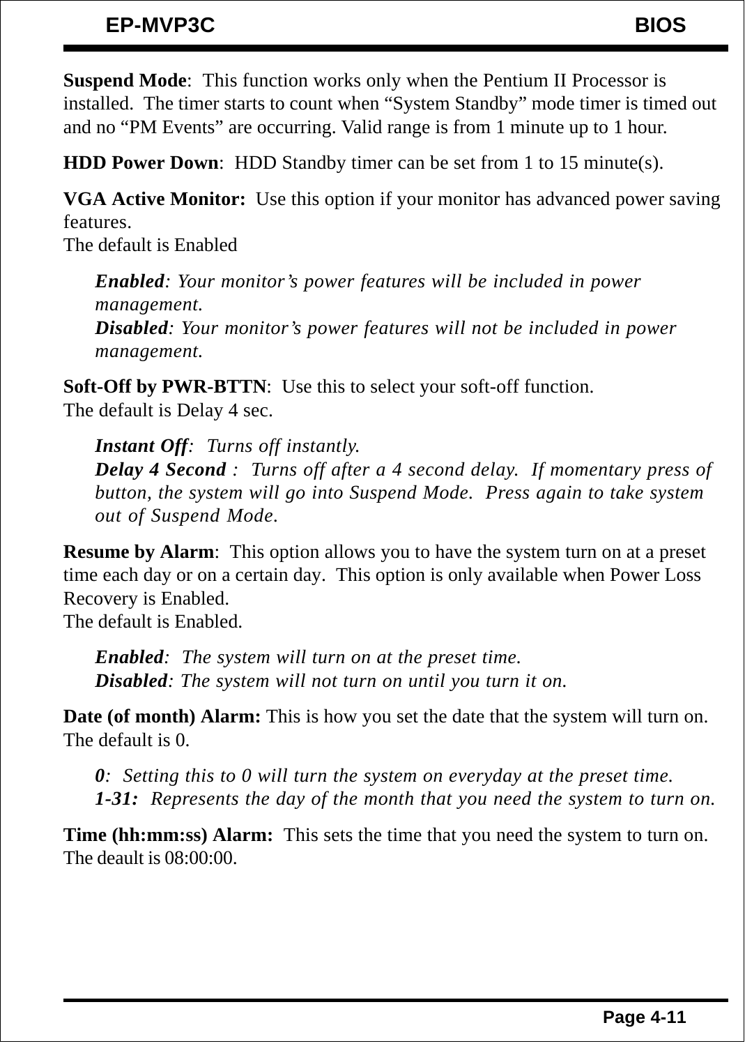**Suspend Mode**: This function works only when the Pentium II Processor is installed. The timer starts to count when “System Standby” mode timer is timed out and no “PM Events” are occurring. Valid range is from 1 minute up to 1 hour.

**HDD Power Down**: HDD Standby timer can be set from 1 to 15 minute(s).

**VGA Active Monitor:** Use this option if your monitor has advanced power saving features.
The default is Enabled

> ***Enabled****: Your monitor’s power features will be included in power management.*
> ***Disabled****: Your monitor’s power features will not be included in power management.*

**Soft-Off by PWR-BTTN**: Use this to select your soft-off function.
The default is Delay 4 sec.

> ***Instant Off****: Turns off instantly.*
> ***Delay 4 Second*** *: Turns off after a 4 second delay. If momentary press of button, the system will go into Suspend Mode. Press again to take system out of Suspend Mode.*

**Resume by Alarm**: This option allows you to have the system turn on at a preset time each day or on a certain day. This option is only available when Power Loss Recovery is Enabled.
The default is Enabled.

> ***Enabled****: The system will turn on at the preset time.*
> ***Disabled****: The system will not turn on until you turn it on.*

**Date (of month) Alarm:** This is how you set the date that the system will turn on.
The default is 0.

> ***0****: Setting this to 0 will turn the system on everyday at the preset time.*
> ***1-31:*** *Represents the day of the month that you need the system to turn on.*

**Time (hh:mm:ss) Alarm:** This sets the time that you need the system to turn on.
The deault is 08:00:00.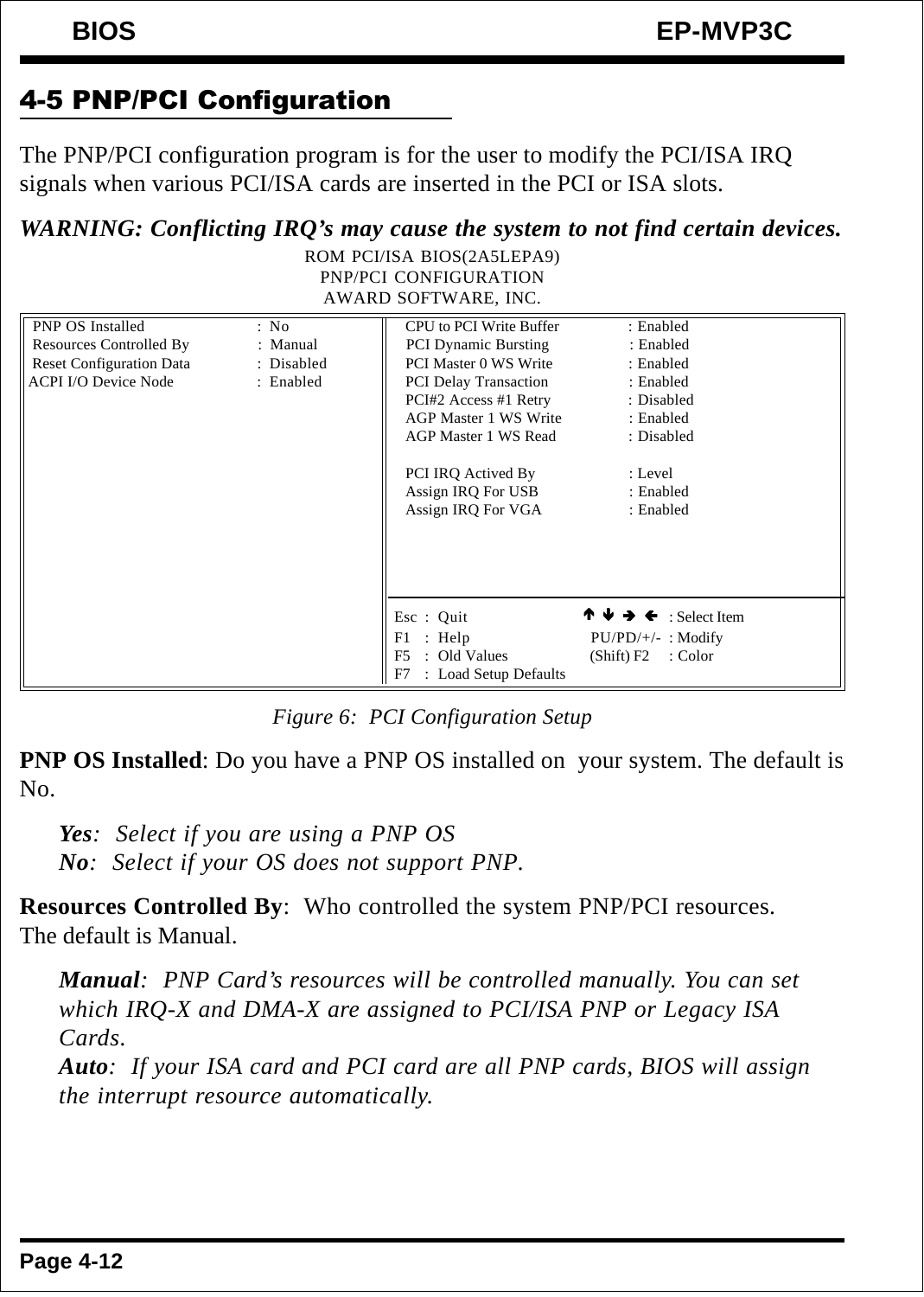## 4-5 PNP/PCI Configuration

The PNP/PCI configuration program is for the user to modify the PCI/ISA IRQ signals when various PCI/ISA cards are inserted in the PCI or ISA slots.

***WARNING: Conflicting IRQ's may cause the system to not find certain devices.***

```
                      ROM PCI/ISA BIOS(2A5LEPA9)
                        PNP/PCI CONFIGURATION
                        AWARD SOFTWARE, INC.

PNP OS Installed          : No         CPU to PCI Write Buffer   : Enabled
Resources Controlled By   : Manual     PCI Dynamic Bursting      : Enabled
Reset Configuration Data  : Disabled   PCI Master 0 WS Write     : Enabled
ACPI I/O Device Node      : Enabled    PCI Delay Transaction     : Enabled
                                       PCI#2 Access #1 Retry     : Disabled
                                       AGP Master 1 WS Write     : Enabled
                                       AGP Master 1 WS Read      : Disabled

                                       PCI IRQ Actived By        : Level
                                       Assign IRQ For USB        : Enabled
                                       Assign IRQ For VGA        : Enabled

                                      Esc : Quit         ↑ ↓ → ← : Select Item
                                      F1  : Help         PU/PD/+/- : Modify
                                      F5  : Old Values   (Shift) F2 : Color
                                      F7  : Load Setup Defaults
```

*Figure 6: PCI Configuration Setup*

**PNP OS Installed**: Do you have a PNP OS installed on your system. The default is No.

> ***Yes**: Select if you are using a PNP OS*
> ***No**: Select if your OS does not support PNP.*

**Resources Controlled By**: Who controlled the system PNP/PCI resources. The default is Manual.

> ***Manual**: PNP Card's resources will be controlled manually. You can set which IRQ-X and DMA-X are assigned to PCI/ISA PNP or Legacy ISA Cards.*
> ***Auto**: If your ISA card and PCI card are all PNP cards, BIOS will assign the interrupt resource automatically.*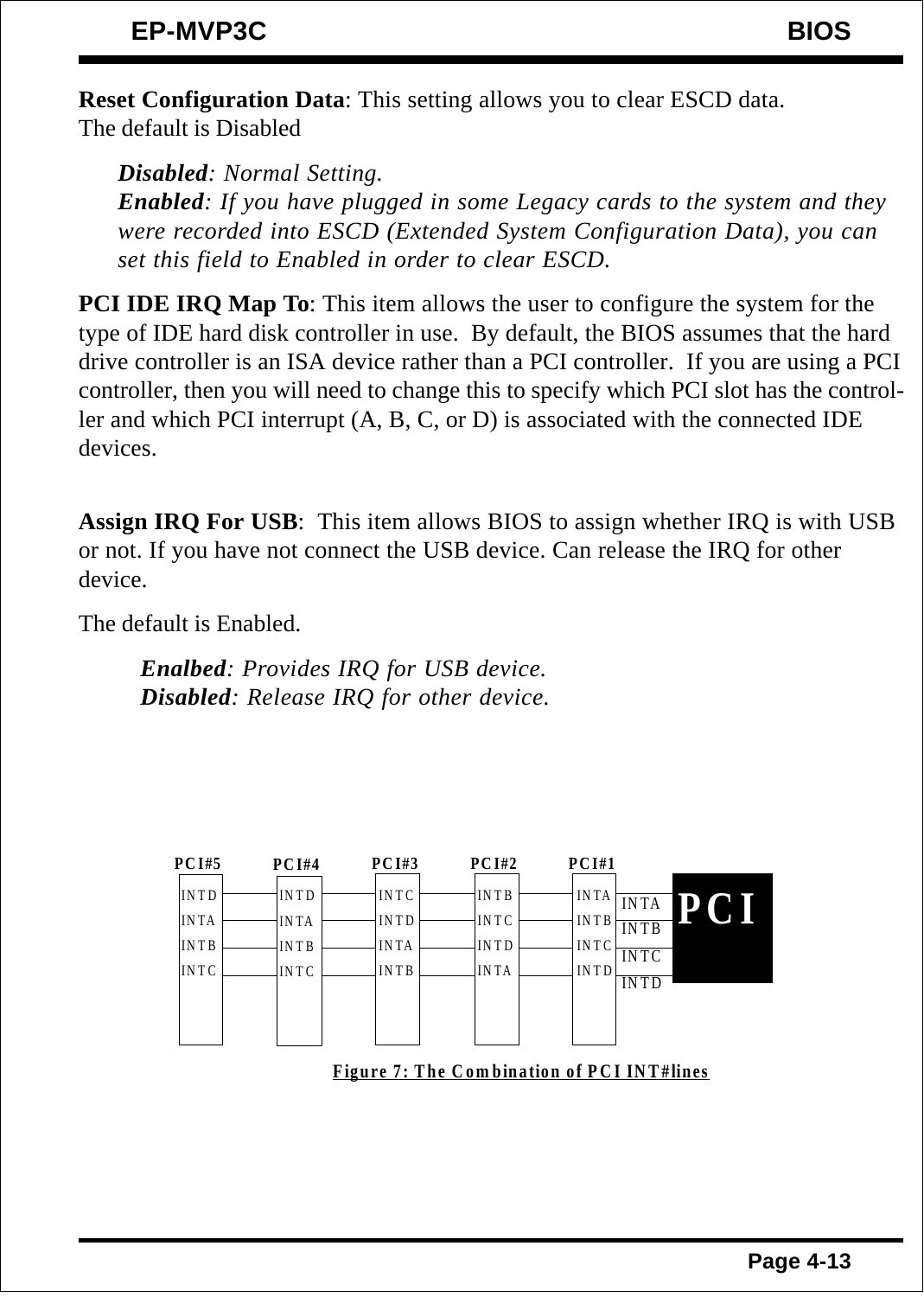**Reset Configuration Data**: This setting allows you to clear ESCD data.
The default is Disabled

*__Disabled__: Normal Setting.*
*__Enabled__: If you have plugged in some Legacy cards to the system and they were recorded into ESCD (Extended System Configuration Data), you can set this field to Enabled in order to clear ESCD.*

**PCI IDE IRQ Map To**: This item allows the user to configure the system for the type of IDE hard disk controller in use. By default, the BIOS assumes that the hard drive controller is an ISA device rather than a PCI controller. If you are using a PCI controller, then you will need to change this to specify which PCI slot has the controller and which PCI interrupt (A, B, C, or D) is associated with the connected IDE devices.

**Assign IRQ For USB**: This item allows BIOS to assign whether IRQ is with USB or not. If you have not connect the USB device. Can release the IRQ for other device.

The default is Enabled.

*__Enalbed__: Provides IRQ for USB device.*
*__Disabled__: Release IRQ for other device.*

| PCI#5 | PCI#4 | PCI#3 | PCI#2 | PCI#1 | PCI |
|---|---|---|---|---|---|
| INTD | INTD | INTC | INTB | INTA | INTA |
| INTA | INTA | INTD | INTC | INTB | INTB |
| INTB | INTB | INTA | INTD | INTC | INTC |
| INTC | INTC | INTB | INTA | INTD | INTD |

**Figure 7: The Combination of PCI INT#lines**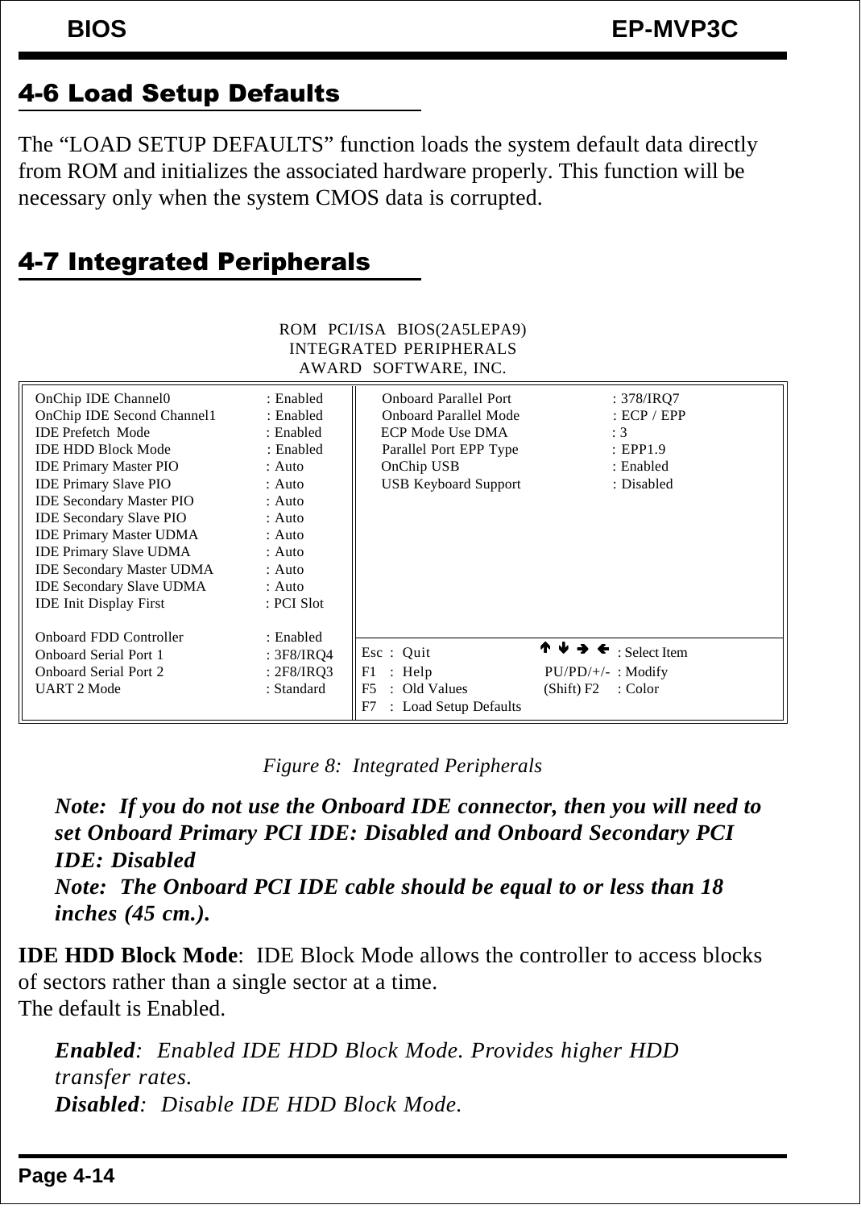## 4-6 Load Setup Defaults

The "LOAD SETUP DEFAULTS" function loads the system default data directly from ROM and initializes the associated hardware properly. This function will be necessary only when the system CMOS data is corrupted.

## 4-7 Integrated Peripherals

```
                    ROM  PCI/ISA  BIOS(2A5LEPA9)
                     INTEGRATED PERIPHERALS
                      AWARD  SOFTWARE, INC.

OnChip IDE Channel0            : Enabled    Onboard Parallel Port       : 378/IRQ7
OnChip IDE Second Channel1     : Enabled    Onboard Parallel Mode       : ECP / EPP
IDE Prefetch  Mode             : Enabled    ECP Mode Use DMA            : 3
IDE HDD Block Mode             : Enabled    Parallel Port EPP Type      : EPP1.9
IDE Primary Master PIO         : Auto       OnChip USB                  : Enabled
IDE Primary Slave PIO          : Auto       USB Keyboard Support        : Disabled
IDE Secondary Master PIO       : Auto
IDE Secondary Slave PIO        : Auto
IDE Primary Master UDMA        : Auto
IDE Primary Slave UDMA         : Auto
IDE Secondary Master UDMA      : Auto
IDE Secondary Slave UDMA       : Auto
IDE Init Display First         : PCI Slot

Onboard FDD Controller         : Enabled
Onboard Serial Port 1          : 3F8/IRQ4   Esc : Quit           ↑ ↓ → ← : Select Item
Onboard Serial Port 2          : 2F8/IRQ3   F1  : Help           PU/PD/+/- : Modify
UART 2 Mode                    : Standard   F5  : Old Values     (Shift) F2 : Color
                                            F7  : Load Setup Defaults
```

*Figure 8: Integrated Peripherals*

***Note: If you do not use the Onboard IDE connector, then you will need to set Onboard Primary PCI IDE: Disabled and Onboard Secondary PCI IDE: Disabled***
***Note: The Onboard PCI IDE cable should be equal to or less than 18 inches (45 cm.).***

**IDE HDD Block Mode**: IDE Block Mode allows the controller to access blocks of sectors rather than a single sector at a time.
The default is Enabled.

> ***Enabled***: *Enabled IDE HDD Block Mode. Provides higher HDD transfer rates.*
> ***Disabled***: *Disable IDE HDD Block Mode.*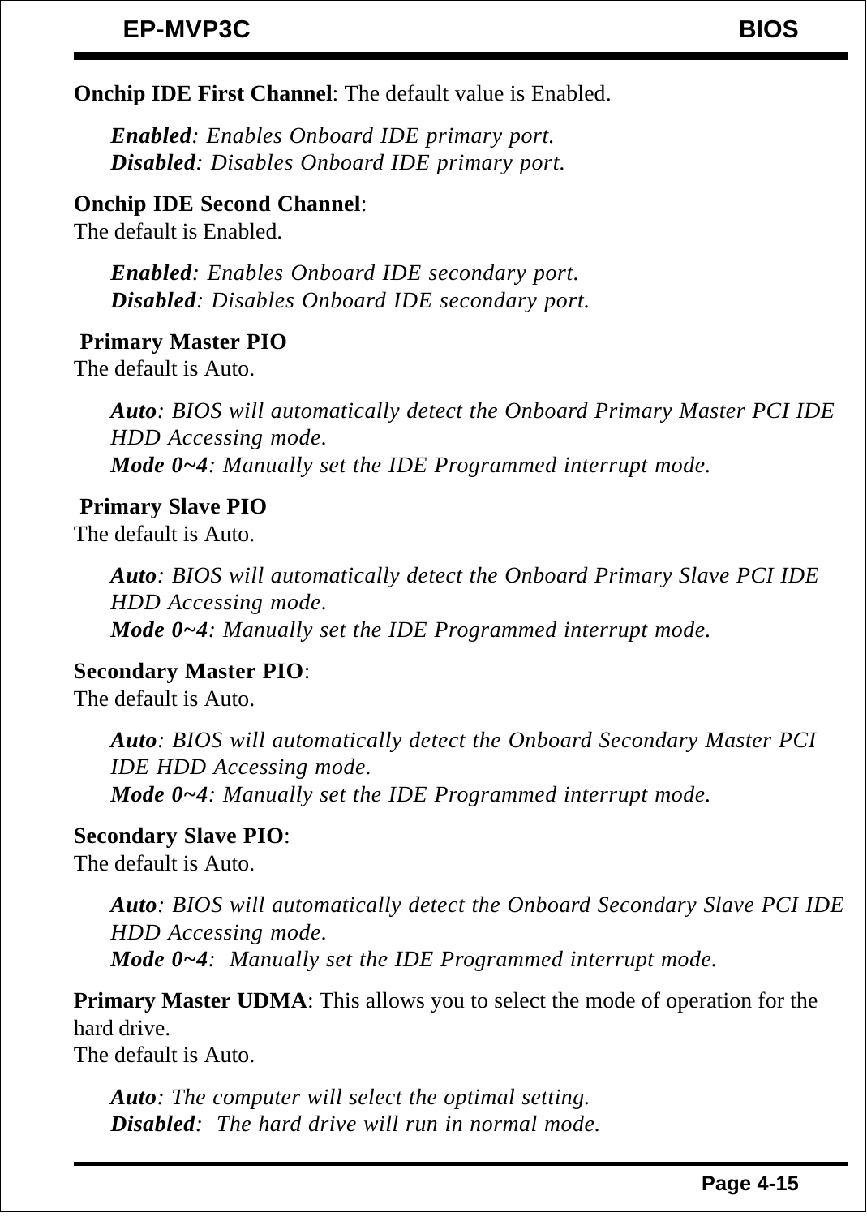**Onchip IDE First Channel**: The default value is Enabled.

> ***Enabled**: Enables Onboard IDE primary port.*
> ***Disabled**: Disables Onboard IDE primary port.*

**Onchip IDE Second Channel**:
The default is Enabled.

> ***Enabled**: Enables Onboard IDE secondary port.*
> ***Disabled**: Disables Onboard IDE secondary port.*

**Primary Master PIO**
The default is Auto.

> ***Auto**: BIOS will automatically detect the Onboard Primary Master PCI IDE HDD Accessing mode.*
> ***Mode 0~4**: Manually set the IDE Programmed interrupt mode.*

**Primary Slave PIO**
The default is Auto.

> ***Auto**: BIOS will automatically detect the Onboard Primary Slave PCI IDE HDD Accessing mode.*
> ***Mode 0~4**: Manually set the IDE Programmed interrupt mode.*

**Secondary Master PIO**:
The default is Auto.

> ***Auto**: BIOS will automatically detect the Onboard Secondary Master PCI IDE HDD Accessing mode.*
> ***Mode 0~4**: Manually set the IDE Programmed interrupt mode.*

**Secondary Slave PIO**:
The default is Auto.

> ***Auto**: BIOS will automatically detect the Onboard Secondary Slave PCI IDE HDD Accessing mode.*
> ***Mode 0~4**: Manually set the IDE Programmed interrupt mode.*

**Primary Master UDMA**: This allows you to select the mode of operation for the hard drive.
The default is Auto.

> ***Auto**: The computer will select the optimal setting.*
> ***Disabled**: The hard drive will run in normal mode.*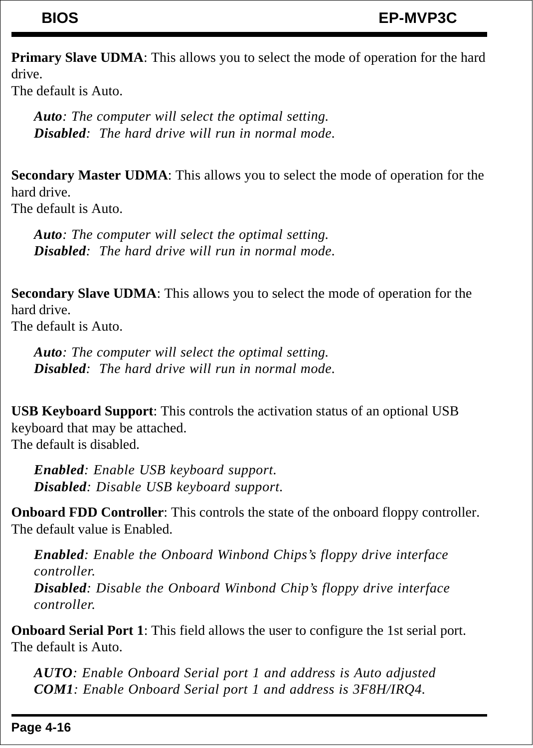**Primary Slave UDMA**: This allows you to select the mode of operation for the hard drive.
The default is Auto.

> ***Auto**: The computer will select the optimal setting.*
> ***Disabled**: The hard drive will run in normal mode.*

**Secondary Master UDMA**: This allows you to select the mode of operation for the hard drive.
The default is Auto.

> ***Auto**: The computer will select the optimal setting.*
> ***Disabled**: The hard drive will run in normal mode.*

**Secondary Slave UDMA**: This allows you to select the mode of operation for the hard drive.
The default is Auto.

> ***Auto**: The computer will select the optimal setting.*
> ***Disabled**: The hard drive will run in normal mode.*

**USB Keyboard Support**: This controls the activation status of an optional USB keyboard that may be attached.
The default is disabled.

> ***Enabled**: Enable USB keyboard support.*
> ***Disabled**: Disable USB keyboard support.*

**Onboard FDD Controller**: This controls the state of the onboard floppy controller.
The default value is Enabled.

> ***Enabled**: Enable the Onboard Winbond Chips's floppy drive interface controller.*
> ***Disabled**: Disable the Onboard Winbond Chip's floppy drive interface controller.*

**Onboard Serial Port 1**: This field allows the user to configure the 1st serial port.
The default is Auto.

> ***AUTO**: Enable Onboard Serial port 1 and address is Auto adjusted*
> ***COM1**: Enable Onboard Serial port 1 and address is 3F8H/IRQ4.*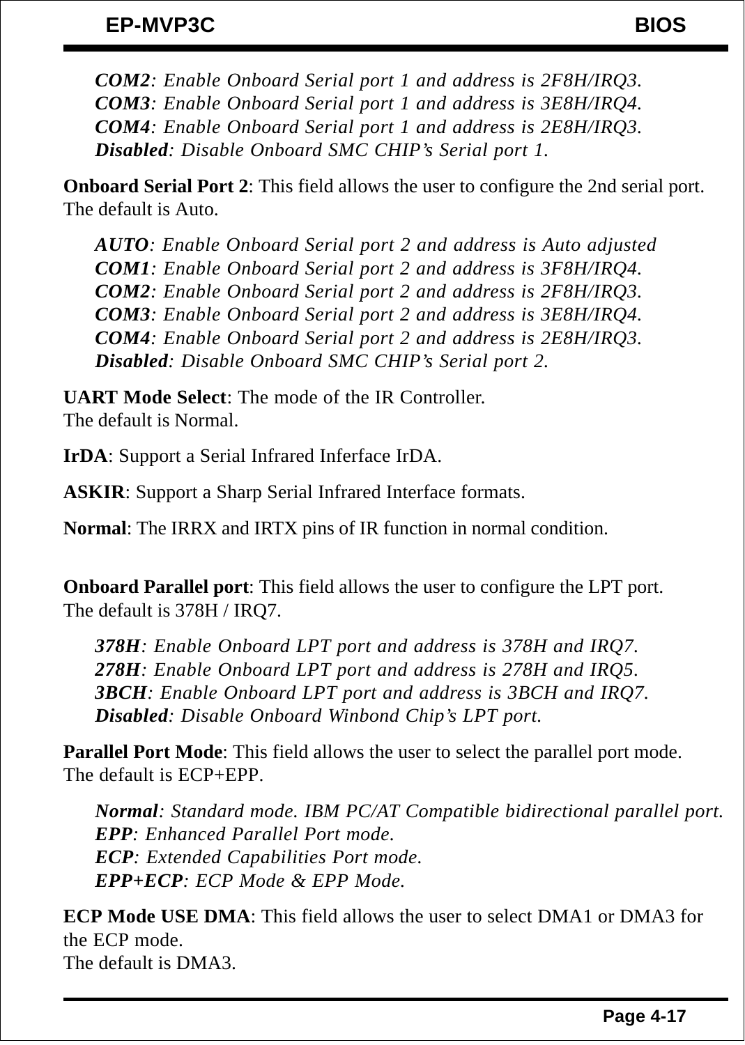*__COM2__: Enable Onboard Serial port 1 and address is 2F8H/IRQ3.*
*__COM3__: Enable Onboard Serial port 1 and address is 3E8H/IRQ4.*
*__COM4__: Enable Onboard Serial port 1 and address is 2E8H/IRQ3.*
*__Disabled__: Disable Onboard SMC CHIP's Serial port 1.*

**Onboard Serial Port 2**: This field allows the user to configure the 2nd serial port.
The default is Auto.

*__AUTO__: Enable Onboard Serial port 2 and address is Auto adjusted*
*__COM1__: Enable Onboard Serial port 2 and address is 3F8H/IRQ4.*
*__COM2__: Enable Onboard Serial port 2 and address is 2F8H/IRQ3.*
*__COM3__: Enable Onboard Serial port 2 and address is 3E8H/IRQ4.*
*__COM4__: Enable Onboard Serial port 2 and address is 2E8H/IRQ3.*
*__Disabled__: Disable Onboard SMC CHIP's Serial port 2.*

**UART Mode Select**: The mode of the IR Controller.
The default is Normal.

**IrDA**: Support a Serial Infrared Inferface IrDA.

**ASKIR**: Support a Sharp Serial Infrared Interface formats.

**Normal**: The IRRX and IRTX pins of IR function in normal condition.

**Onboard Parallel port**: This field allows the user to configure the LPT port.
The default is 378H / IRQ7.

*__378H__: Enable Onboard LPT port and address is 378H and IRQ7.*
*__278H__: Enable Onboard LPT port and address is 278H and IRQ5.*
*__3BCH__: Enable Onboard LPT port and address is 3BCH and IRQ7.*
*__Disabled__: Disable Onboard Winbond Chip's LPT port.*

**Parallel Port Mode**: This field allows the user to select the parallel port mode.
The default is ECP+EPP.

*__Normal__: Standard mode. IBM PC/AT Compatible bidirectional parallel port.*
*__EPP__: Enhanced Parallel Port mode.*
*__ECP__: Extended Capabilities Port mode.*
*__EPP+ECP__: ECP Mode & EPP Mode.*

**ECP Mode USE DMA**: This field allows the user to select DMA1 or DMA3 for the ECP mode.
The default is DMA3.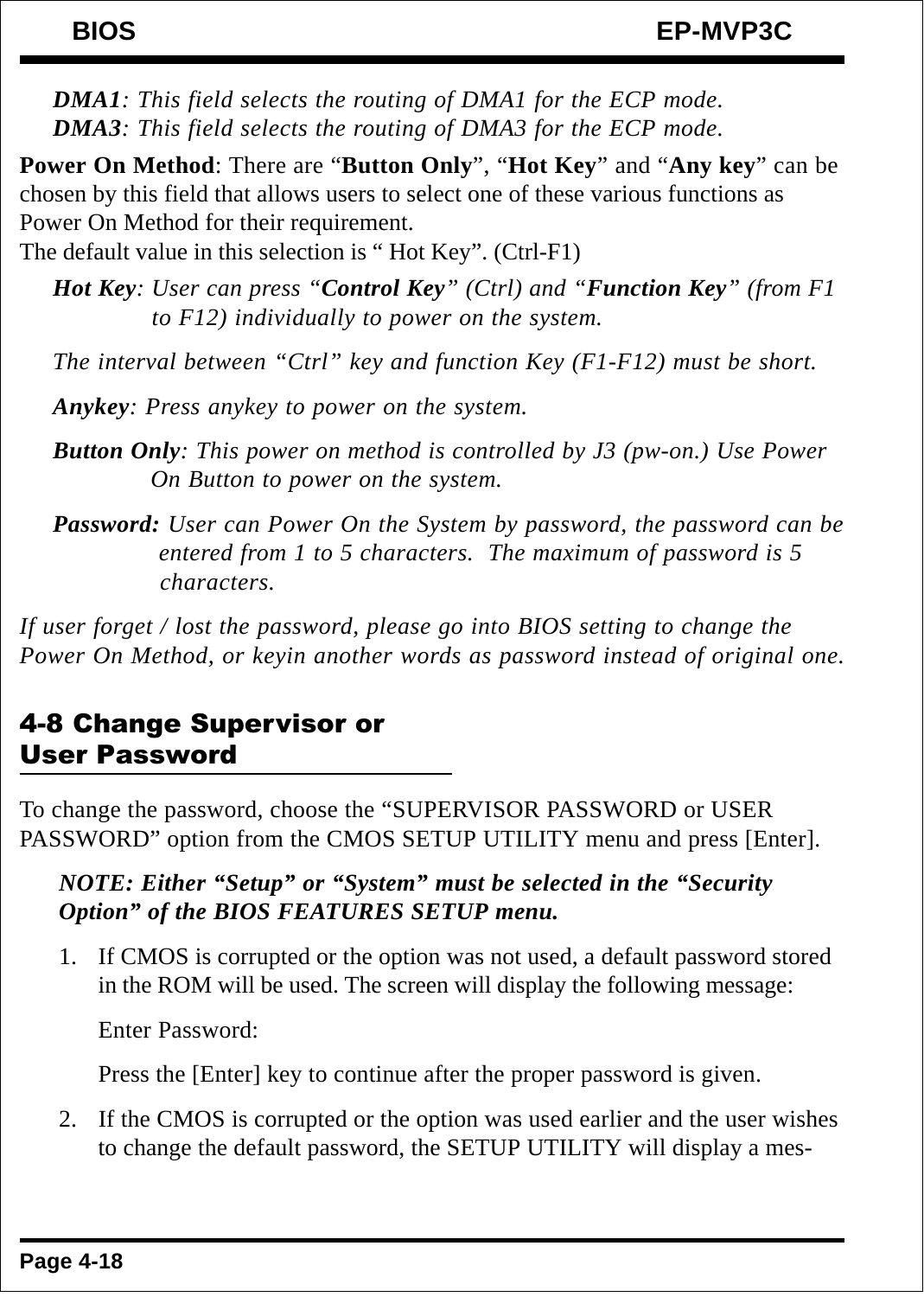*__DMA1__: This field selects the routing of DMA1 for the ECP mode.*
*__DMA3__: This field selects the routing of DMA3 for the ECP mode.*

**Power On Method**: There are "**Button Only**", "**Hot Key**" and "**Any key**" can be chosen by this field that allows users to select one of these various functions as Power On Method for their requirement.
The default value in this selection is " Hot Key". (Ctrl-F1)

*__Hot Key__: User can press "__Control Key__" (Ctrl) and "__Function Key__" (from F1 to F12) individually to power on the system.*

*The interval between "Ctrl" key and function Key (F1-F12) must be short.*

*__Anykey__: Press anykey to power on the system.*

*__Button Only__: This power on method is controlled by J3 (pw-on.) Use Power On Button to power on the system.*

*__Password:__ User can Power On the System by password, the password can be entered from 1 to 5 characters. The maximum of password is 5 characters.*

*If user forget / lost the password, please go into BIOS setting to change the Power On Method, or keyin another words as password instead of original one.*

## 4-8 Change Supervisor or User Password

To change the password, choose the "SUPERVISOR PASSWORD or USER PASSWORD" option from the CMOS SETUP UTILITY menu and press [Enter].

***NOTE: Either "Setup" or "System" must be selected in the "Security Option" of the BIOS FEATURES SETUP menu.***

1. If CMOS is corrupted or the option was not used, a default password stored in the ROM will be used. The screen will display the following message:

   Enter Password:

   Press the [Enter] key to continue after the proper password is given.

2. If the CMOS is corrupted or the option was used earlier and the user wishes to change the default password, the SETUP UTILITY will display a mes-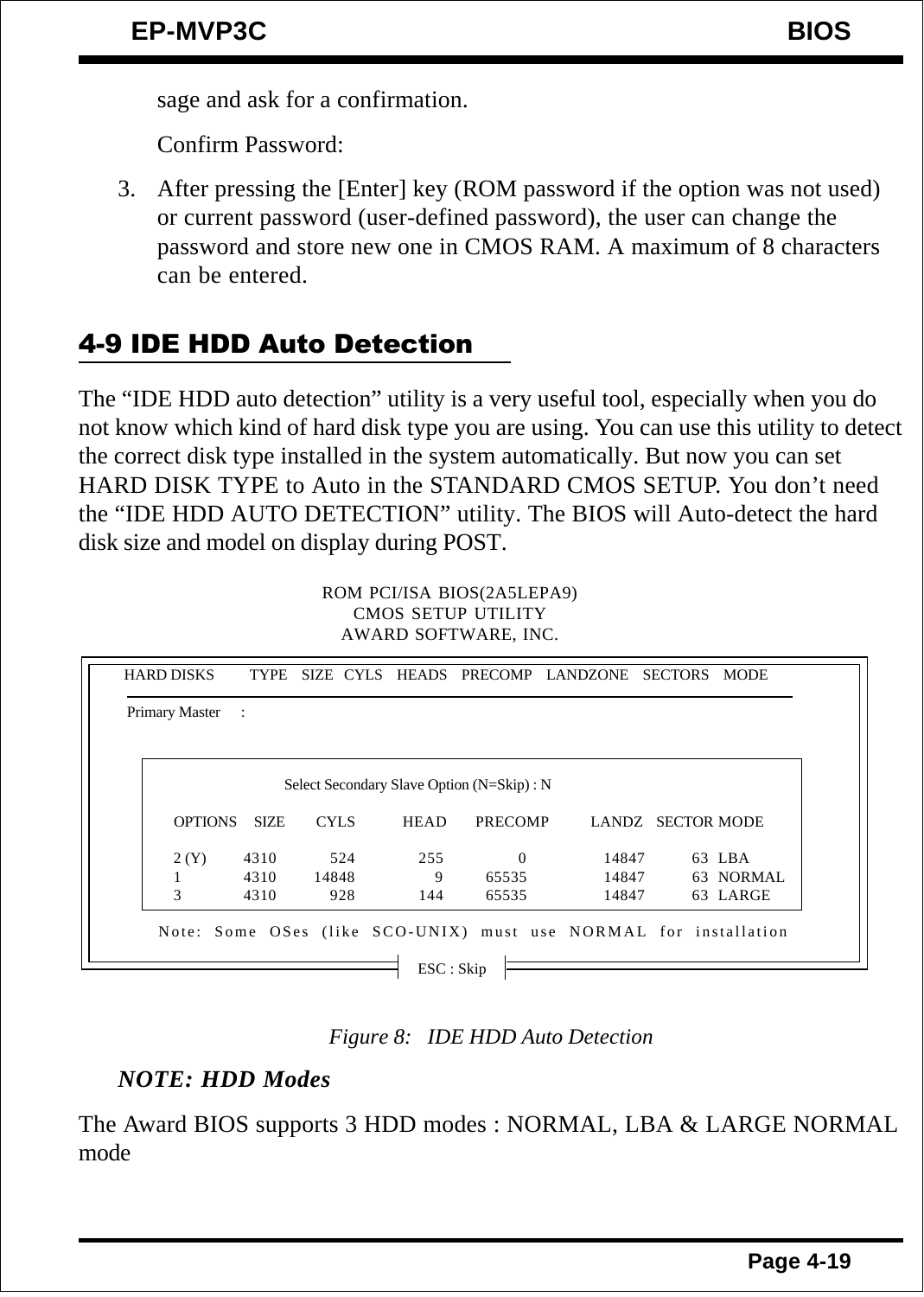sage and ask for a confirmation.

Confirm Password:

3. After pressing the [Enter] key (ROM password if the option was not used) or current password (user-defined password), the user can change the password and store new one in CMOS RAM. A maximum of 8 characters can be entered.

## 4-9 IDE HDD Auto Detection

The “IDE HDD auto detection” utility is a very useful tool, especially when you do not know which kind of hard disk type you are using. You can use this utility to detect the correct disk type installed in the system automatically. But now you can set HARD DISK TYPE to Auto in the STANDARD CMOS SETUP. You don’t need the “IDE HDD AUTO DETECTION” utility. The BIOS will Auto-detect the hard disk size and model on display during POST.

```
                 ROM PCI/ISA BIOS(2A5LEPA9)
                     CMOS SETUP UTILITY
                   AWARD SOFTWARE, INC.

HARD DISKS   TYPE  SIZE  CYLS  HEADS  PRECOMP  LANDZONE  SECTORS  MODE

Primary Master  :

            Select Secondary Slave Option (N=Skip) : N

  OPTIONS  SIZE   CYLS   HEAD   PRECOMP   LANDZ  SECTOR MODE

  2 (Y)    4310    524    255        0    14847      63  LBA
  1        4310  14848      9    65535    14847      63  NORMAL
  3        4310    928    144    65535    14847      63  LARGE

  Note: Some OSes (like SCO-UNIX) must use NORMAL for installation

                          ESC : Skip
```

*Figure 8: IDE HDD Auto Detection*

***NOTE: HDD Modes***

The Award BIOS supports 3 HDD modes : NORMAL, LBA & LARGE NORMAL mode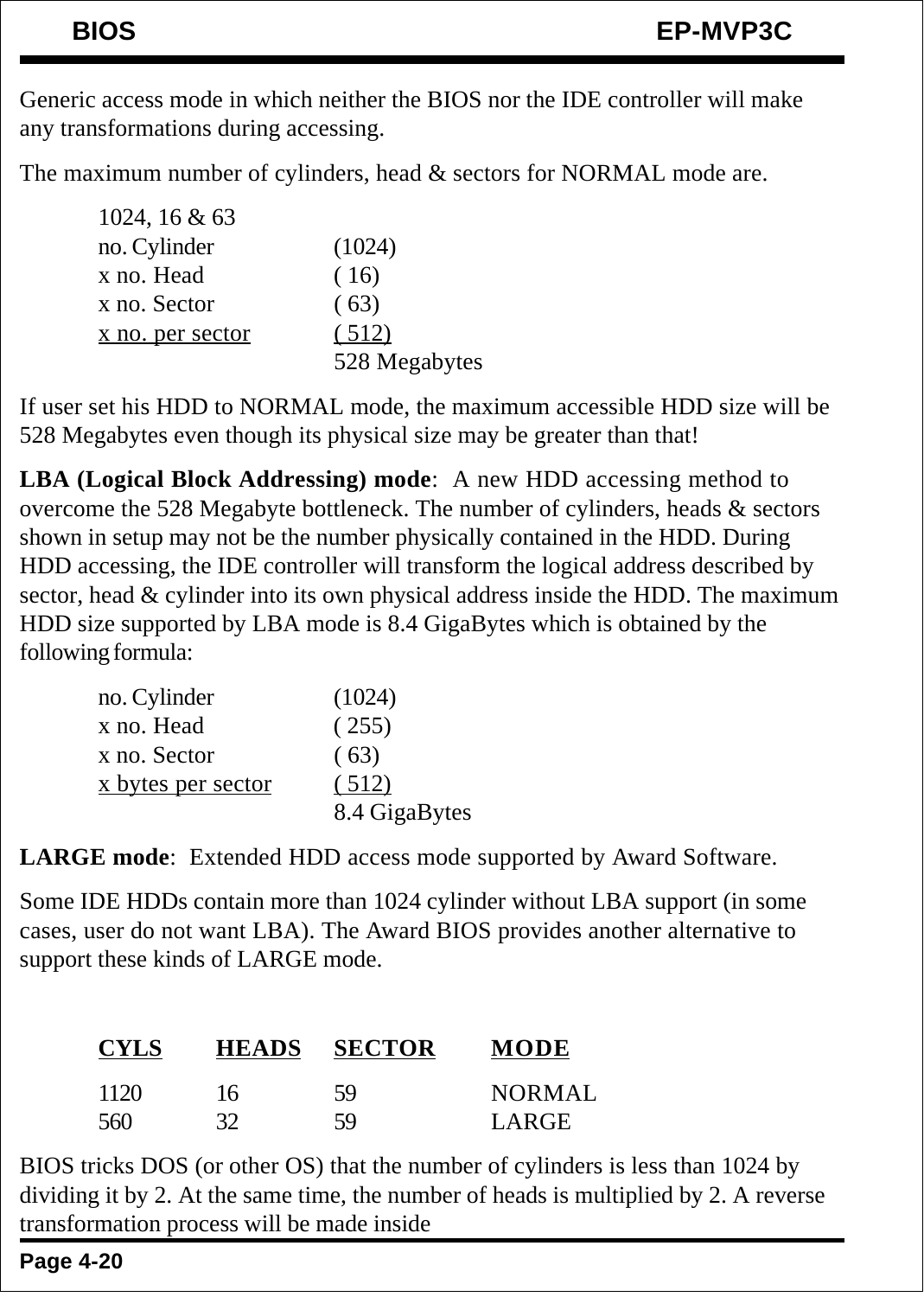Generic access mode in which neither the BIOS nor the IDE controller will make any transformations during accessing.

The maximum number of cylinders, head & sectors for NORMAL mode are.

| | |
|---|---|
| 1024, 16 & 63 | |
| no. Cylinder | (1024) |
| x no. Head | ( 16) |
| x no. Sector | ( 63) |
| x no. per sector | ( 512) |
| | 528 Megabytes |

If user set his HDD to NORMAL mode, the maximum accessible HDD size will be 528 Megabytes even though its physical size may be greater than that!

**LBA (Logical Block Addressing) mode**: A new HDD accessing method to overcome the 528 Megabyte bottleneck. The number of cylinders, heads & sectors shown in setup may not be the number physically contained in the HDD. During HDD accessing, the IDE controller will transform the logical address described by sector, head & cylinder into its own physical address inside the HDD. The maximum HDD size supported by LBA mode is 8.4 GigaBytes which is obtained by the following formula:

| | |
|---|---|
| no. Cylinder | (1024) |
| x no. Head | ( 255) |
| x no. Sector | ( 63) |
| x bytes per sector | ( 512) |
| | 8.4 GigaBytes |

**LARGE mode**: Extended HDD access mode supported by Award Software.

Some IDE HDDs contain more than 1024 cylinder without LBA support (in some cases, user do not want LBA). The Award BIOS provides another alternative to support these kinds of LARGE mode.

| CYLS | HEADS | SECTOR | MODE |
|---|---|---|---|
| 1120 | 16 | 59 | NORMAL |
| 560 | 32 | 59 | LARGE |

BIOS tricks DOS (or other OS) that the number of cylinders is less than 1024 by dividing it by 2. At the same time, the number of heads is multiplied by 2. A reverse transformation process will be made inside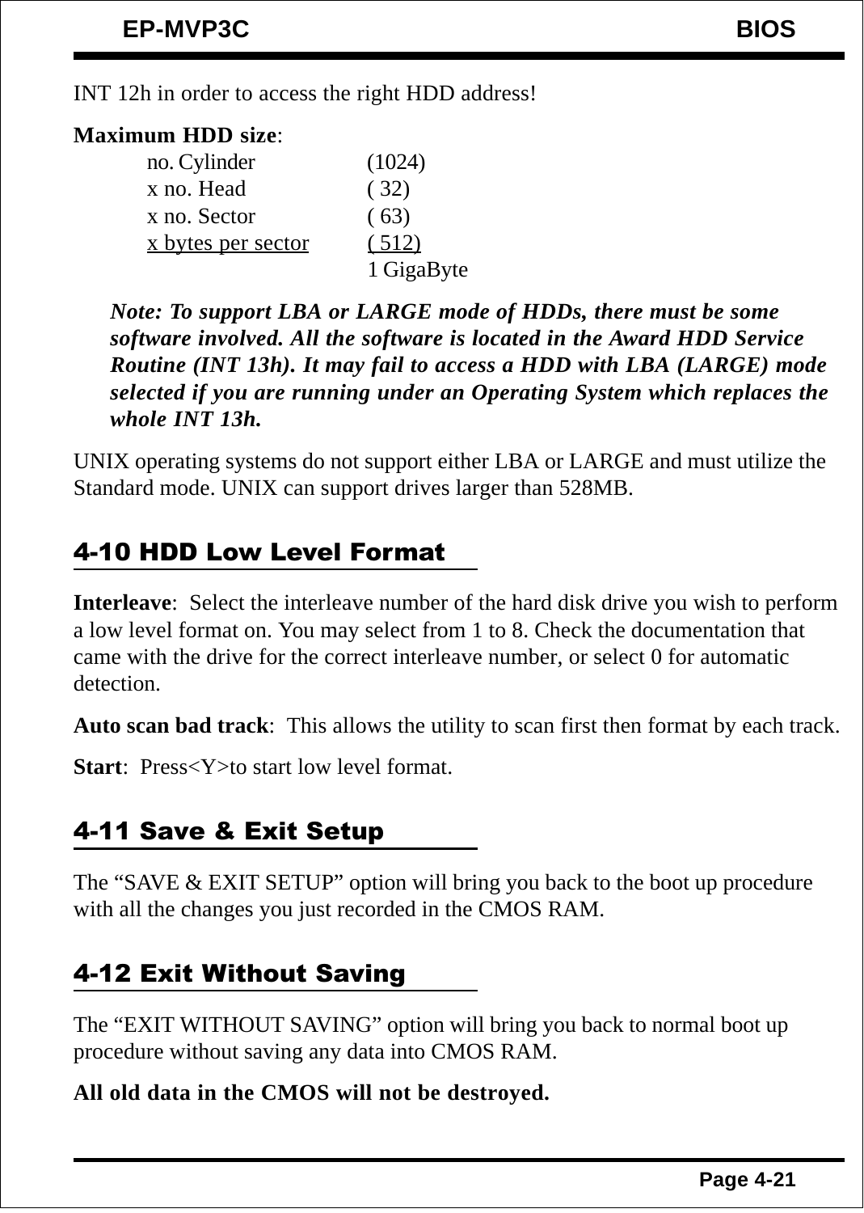INT 12h in order to access the right HDD address!

**Maximum HDD size**:

| | |
|---|---|
| no. Cylinder | (1024) |
| x no. Head | ( 32) |
| x no. Sector | ( 63) |
| x bytes per sector | ( 512) |
| | 1 GigaByte |

***Note: To support LBA or LARGE mode of HDDs, there must be some software involved. All the software is located in the Award HDD Service Routine (INT 13h). It may fail to access a HDD with LBA (LARGE) mode selected if you are running under an Operating System which replaces the whole INT 13h.***

UNIX operating systems do not support either LBA or LARGE and must utilize the Standard mode. UNIX can support drives larger than 528MB.

## 4-10 HDD Low Level Format

**Interleave**: Select the interleave number of the hard disk drive you wish to perform a low level format on. You may select from 1 to 8. Check the documentation that came with the drive for the correct interleave number, or select 0 for automatic detection.

**Auto scan bad track**: This allows the utility to scan first then format by each track.

**Start**: Press<Y>to start low level format.

## 4-11 Save & Exit Setup

The “SAVE & EXIT SETUP” option will bring you back to the boot up procedure with all the changes you just recorded in the CMOS RAM.

## 4-12 Exit Without Saving

The “EXIT WITHOUT SAVING” option will bring you back to normal boot up procedure without saving any data into CMOS RAM.

**All old data in the CMOS will not be destroyed.**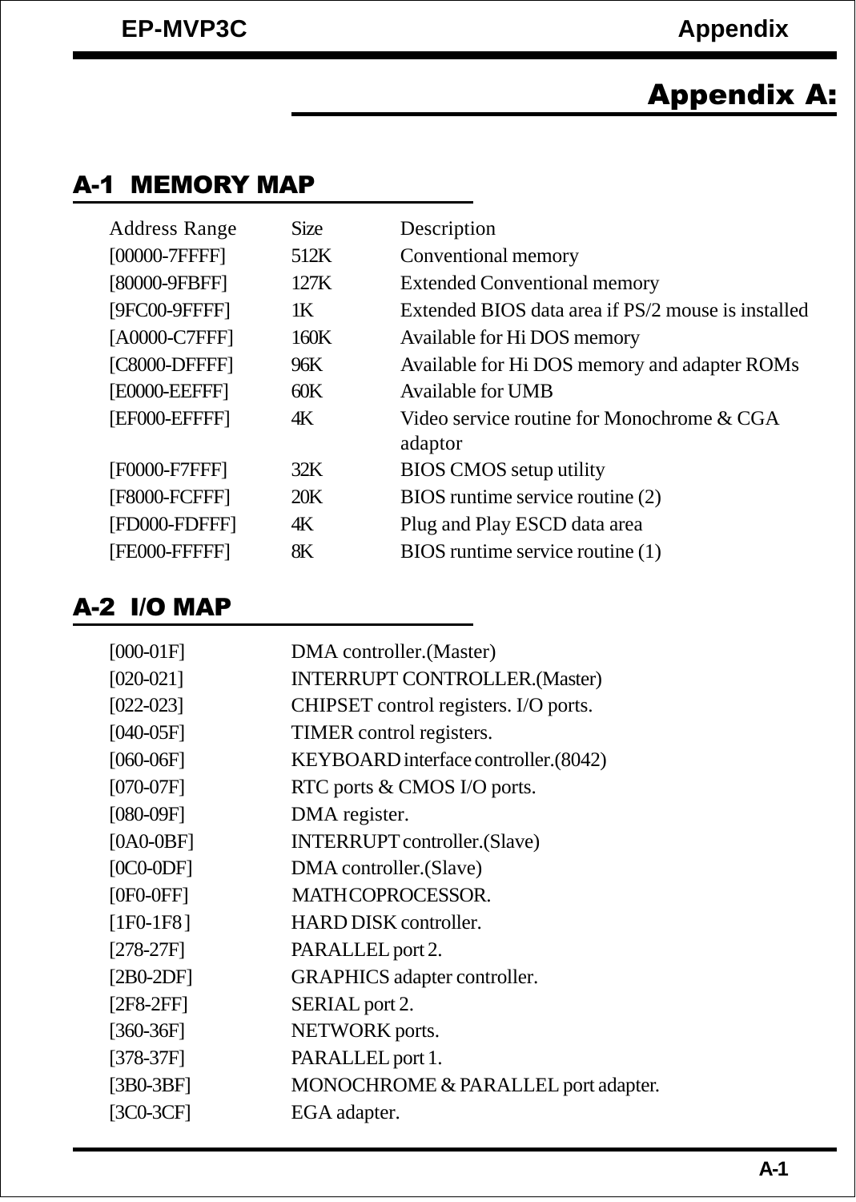# Appendix A:

## A-1 MEMORY MAP

| Address Range | Size | Description |
|---|---|---|
| [00000-7FFFF] | 512K | Conventional memory |
| [80000-9FBFF] | 127K | Extended Conventional memory |
| [9FC00-9FFFF] | 1K | Extended BIOS data area if PS/2 mouse is installed |
| [A0000-C7FFF] | 160K | Available for Hi DOS memory |
| [C8000-DFFFF] | 96K | Available for Hi DOS memory and adapter ROMs |
| [E0000-EEFFF] | 60K | Available for UMB |
| [EF000-EFFFF] | 4K | Video service routine for Monochrome & CGA adaptor |
| [F0000-F7FFF] | 32K | BIOS CMOS setup utility |
| [F8000-FCFFF] | 20K | BIOS runtime service routine (2) |
| [FD000-FDFFF] | 4K | Plug and Play ESCD data area |
| [FE000-FFFFF] | 8K | BIOS runtime service routine (1) |

## A-2 I/O MAP

| | |
|---|---|
| [000-01F] | DMA controller.(Master) |
| [020-021] | INTERRUPT CONTROLLER.(Master) |
| [022-023] | CHIPSET control registers. I/O ports. |
| [040-05F] | TIMER control registers. |
| [060-06F] | KEYBOARD interface controller.(8042) |
| [070-07F] | RTC ports & CMOS I/O ports. |
| [080-09F] | DMA register. |
| [0A0-0BF] | INTERRUPT controller.(Slave) |
| [0C0-0DF] | DMA controller.(Slave) |
| [0F0-0FF] | MATH COPROCESSOR. |
| [1F0-1F8 ] | HARD DISK controller. |
| [278-27F] | PARALLEL port 2. |
| [2B0-2DF] | GRAPHICS adapter controller. |
| [2F8-2FF] | SERIAL port 2. |
| [360-36F] | NETWORK ports. |
| [378-37F] | PARALLEL port 1. |
| [3B0-3BF] | MONOCHROME & PARALLEL port adapter. |
| [3C0-3CF] | EGA adapter. |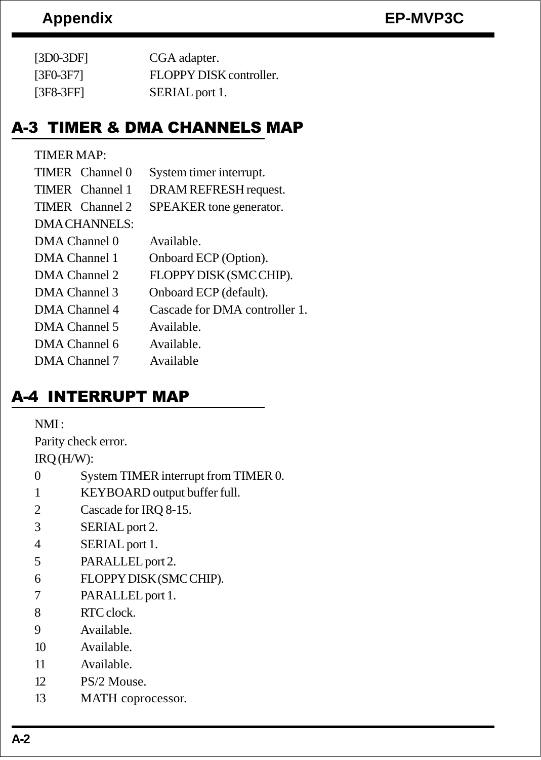[3D0-3DF]  CGA adapter.
[3F0-3F7]  FLOPPY DISK controller.
[3F8-3FF]  SERIAL port 1.

## A-3 TIMER & DMA CHANNELS MAP

TIMER MAP:

TIMER Channel 0  System timer interrupt.
TIMER Channel 1  DRAM REFRESH request.
TIMER Channel 2  SPEAKER tone generator.

DMA CHANNELS:

DMA Channel 0  Available.
DMA Channel 1  Onboard ECP (Option).
DMA Channel 2  FLOPPY DISK (SMC CHIP).
DMA Channel 3  Onboard ECP (default).
DMA Channel 4  Cascade for DMA controller 1.
DMA Channel 5  Available.
DMA Channel 6  Available.
DMA Channel 7  Available

## A-4 INTERRUPT MAP

NMI :

Parity check error.

IRQ (H/W):

0  System TIMER interrupt from TIMER 0.
1  KEYBOARD output buffer full.
2  Cascade for IRQ 8-15.
3  SERIAL port 2.
4  SERIAL port 1.
5  PARALLEL port 2.
6  FLOPPY DISK (SMC CHIP).
7  PARALLEL port 1.
8  RTC clock.
9  Available.
10  Available.
11  Available.
12  PS/2 Mouse.
13  MATH coprocessor.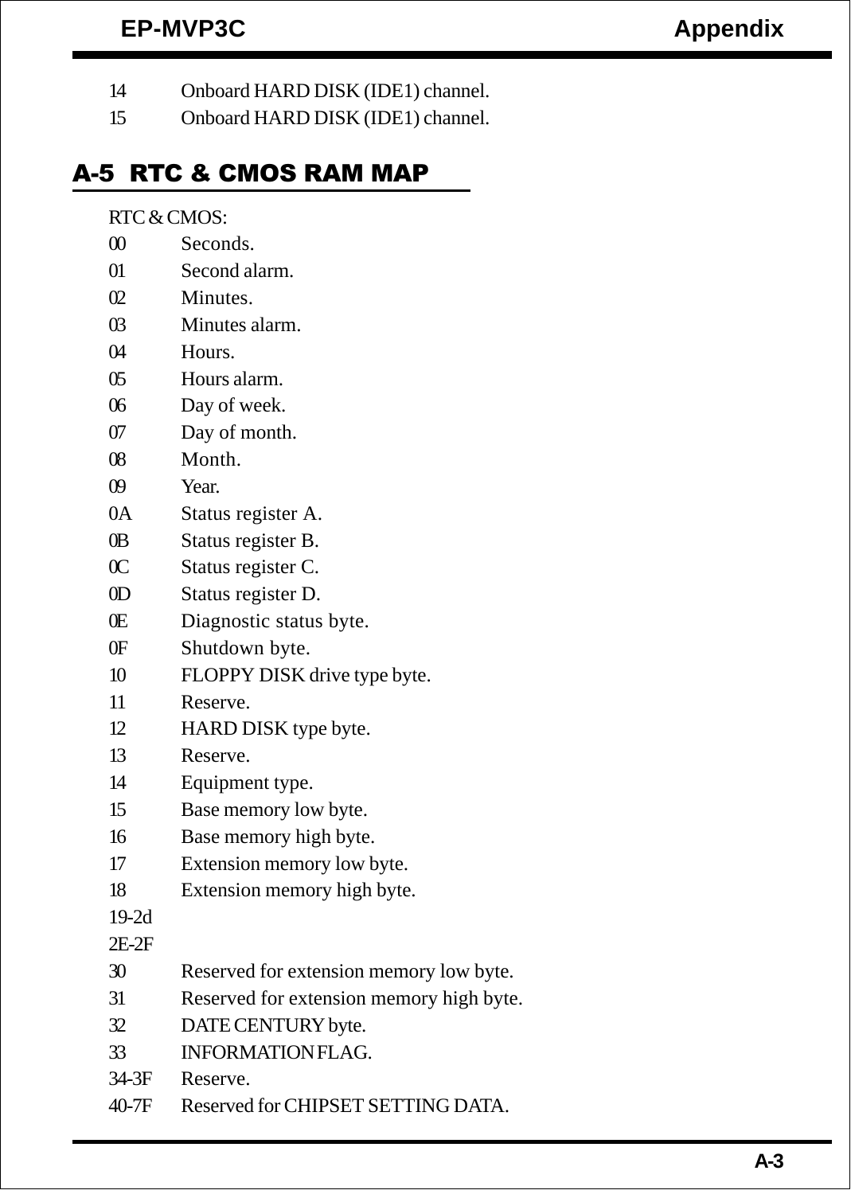14 Onboard HARD DISK (IDE1) channel.

15 Onboard HARD DISK (IDE1) channel.

## A-5 RTC & CMOS RAM MAP

RTC & CMOS:

| | |
|---|---|
| 00 | Seconds. |
| 01 | Second alarm. |
| 02 | Minutes. |
| 03 | Minutes alarm. |
| 04 | Hours. |
| 05 | Hours alarm. |
| 06 | Day of week. |
| 07 | Day of month. |
| 08 | Month. |
| 09 | Year. |
| 0A | Status register A. |
| 0B | Status register B. |
| 0C | Status register C. |
| 0D | Status register D. |
| 0E | Diagnostic status byte. |
| 0F | Shutdown byte. |
| 10 | FLOPPY DISK drive type byte. |
| 11 | Reserve. |
| 12 | HARD DISK type byte. |
| 13 | Reserve. |
| 14 | Equipment type. |
| 15 | Base memory low byte. |
| 16 | Base memory high byte. |
| 17 | Extension memory low byte. |
| 18 | Extension memory high byte. |
| 19-2d | |
| 2E-2F | |
| 30 | Reserved for extension memory low byte. |
| 31 | Reserved for extension memory high byte. |
| 32 | DATE CENTURY byte. |
| 33 | INFORMATION FLAG. |
| 34-3F | Reserve. |
| 40-7F | Reserved for CHIPSET SETTING DATA. |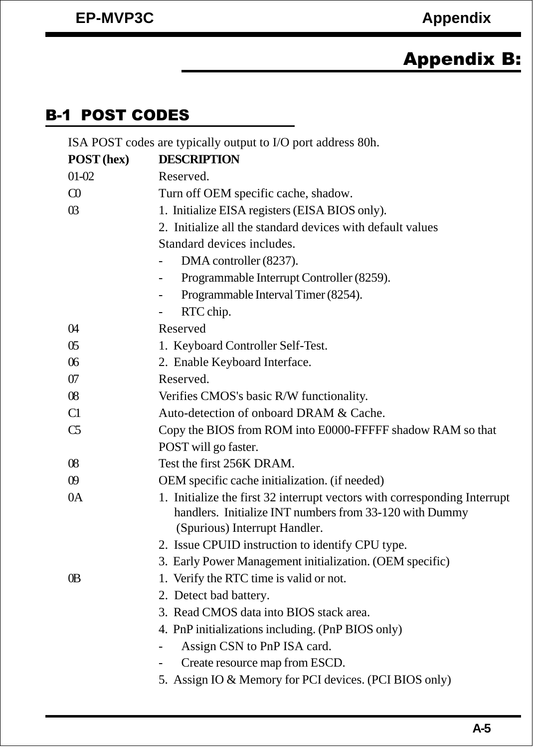# Appendix B:

## B-1 POST CODES

ISA POST codes are typically output to I/O port address 80h.

| POST (hex) | DESCRIPTION |
|---|---|
| 01-02 | Reserved. |
| C0 | Turn off OEM specific cache, shadow. |
| 03 | 1. Initialize EISA registers (EISA BIOS only). |
| | 2. Initialize all the standard devices with default values |
| | Standard devices includes. |
| | - DMA controller (8237). |
| | - Programmable Interrupt Controller (8259). |
| | - Programmable Interval Timer (8254). |
| | - RTC chip. |
| 04 | Reserved |
| 05 | 1. Keyboard Controller Self-Test. |
| 06 | 2. Enable Keyboard Interface. |
| 07 | Reserved. |
| 08 | Verifies CMOS's basic R/W functionality. |
| C1 | Auto-detection of onboard DRAM & Cache. |
| C5 | Copy the BIOS from ROM into E0000-FFFFF shadow RAM so that POST will go faster. |
| 08 | Test the first 256K DRAM. |
| 09 | OEM specific cache initialization. (if needed) |
| 0A | 1. Initialize the first 32 interrupt vectors with corresponding Interrupt handlers. Initialize INT numbers from 33-120 with Dummy (Spurious) Interrupt Handler. |
| | 2. Issue CPUID instruction to identify CPU type. |
| | 3. Early Power Management initialization. (OEM specific) |
| 0B | 1. Verify the RTC time is valid or not. |
| | 2. Detect bad battery. |
| | 3. Read CMOS data into BIOS stack area. |
| | 4. PnP initializations including. (PnP BIOS only) |
| | - Assign CSN to PnP ISA card. |
| | - Create resource map from ESCD. |
| | 5. Assign IO & Memory for PCI devices. (PCI BIOS only) |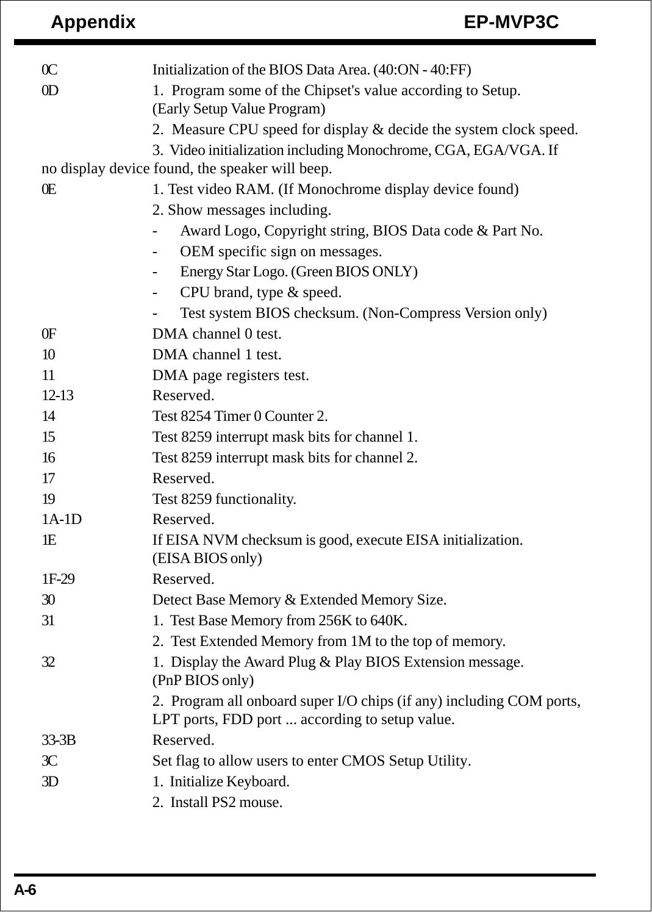| Code | Description |
|---|---|
| 0C | Initialization of the BIOS Data Area. (40:ON - 40:FF) |
| 0D | 1. Program some of the Chipset's value according to Setup. (Early Setup Value Program)<br>2. Measure CPU speed for display & decide the system clock speed.<br>3. Video initialization including Monochrome, CGA, EGA/VGA. If no display device found, the speaker will beep. |
| 0E | 1. Test video RAM. (If Monochrome display device found)<br>2. Show messages including.<br>- Award Logo, Copyright string, BIOS Data code & Part No.<br>- OEM specific sign on messages.<br>- Energy Star Logo. (Green BIOS ONLY)<br>- CPU brand, type & speed.<br>- Test system BIOS checksum. (Non-Compress Version only) |
| 0F | DMA channel 0 test. |
| 10 | DMA channel 1 test. |
| 11 | DMA page registers test. |
| 12-13 | Reserved. |
| 14 | Test 8254 Timer 0 Counter 2. |
| 15 | Test 8259 interrupt mask bits for channel 1. |
| 16 | Test 8259 interrupt mask bits for channel 2. |
| 17 | Reserved. |
| 19 | Test 8259 functionality. |
| 1A-1D | Reserved. |
| 1E | If EISA NVM checksum is good, execute EISA initialization. (EISA BIOS only) |
| 1F-29 | Reserved. |
| 30 | Detect Base Memory & Extended Memory Size. |
| 31 | 1. Test Base Memory from 256K to 640K.<br>2. Test Extended Memory from 1M to the top of memory. |
| 32 | 1. Display the Award Plug & Play BIOS Extension message. (PnP BIOS only)<br>2. Program all onboard super I/O chips (if any) including COM ports, LPT ports, FDD port ... according to setup value. |
| 33-3B | Reserved. |
| 3C | Set flag to allow users to enter CMOS Setup Utility. |
| 3D | 1. Initialize Keyboard.<br>2. Install PS2 mouse. |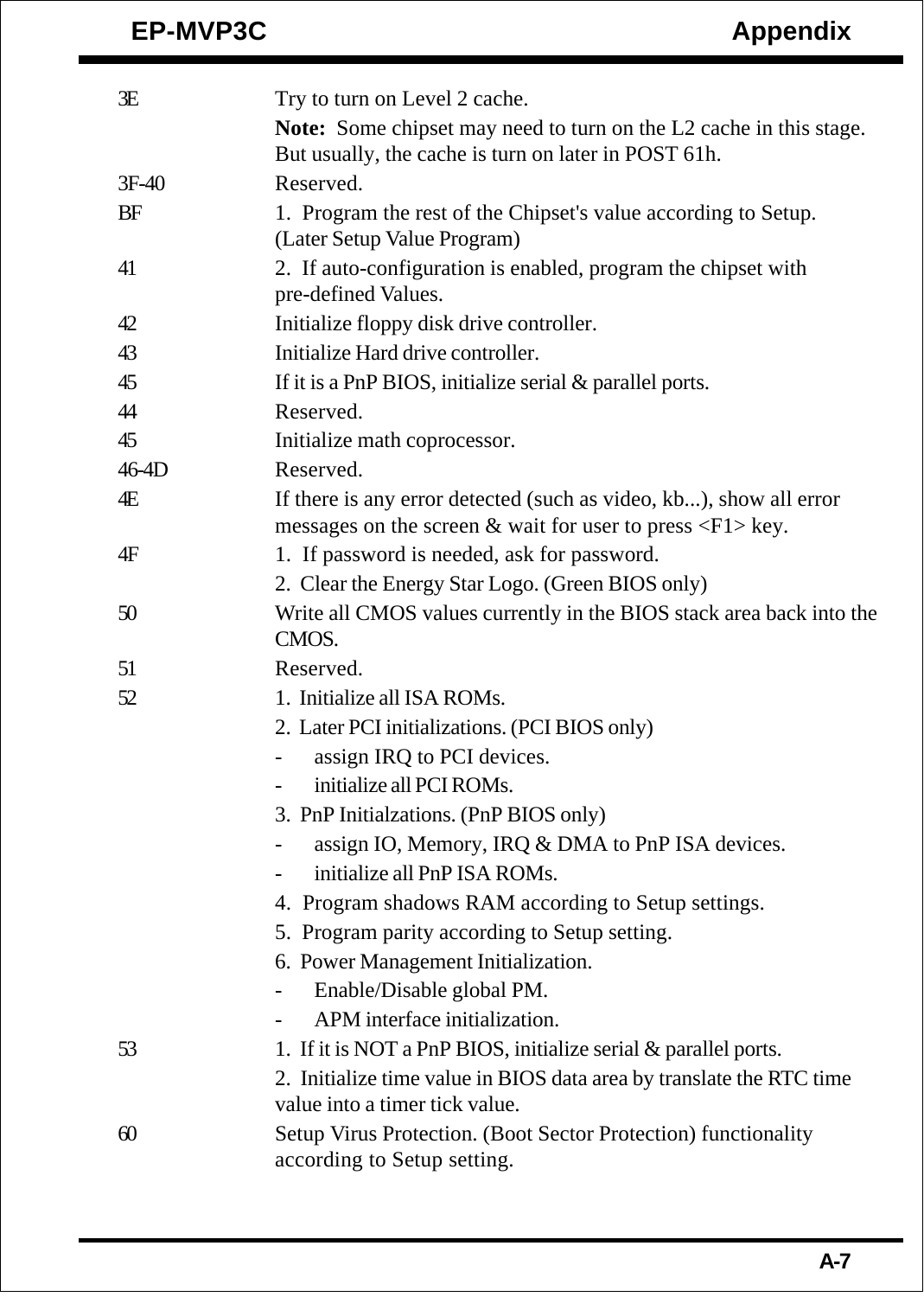| | |
|---|---|
| 3E | Try to turn on Level 2 cache.<br>**Note:** Some chipset may need to turn on the L2 cache in this stage. But usually, the cache is turn on later in POST 61h. |
| 3F-40 | Reserved. |
| BF | 1. Program the rest of the Chipset's value according to Setup. (Later Setup Value Program) |
| 41 | 2. If auto-configuration is enabled, program the chipset with pre-defined Values. |
| 42 | Initialize floppy disk drive controller. |
| 43 | Initialize Hard drive controller. |
| 45 | If it is a PnP BIOS, initialize serial & parallel ports. |
| 44 | Reserved. |
| 45 | Initialize math coprocessor. |
| 46-4D | Reserved. |
| 4E | If there is any error detected (such as video, kb...), show all error messages on the screen & wait for user to press <F1> key. |
| 4F | 1. If password is needed, ask for password.<br>2. Clear the Energy Star Logo. (Green BIOS only) |
| 50 | Write all CMOS values currently in the BIOS stack area back into the CMOS. |
| 51 | Reserved. |
| 52 | 1. Initialize all ISA ROMs.<br>2. Later PCI initializations. (PCI BIOS only)<br>- assign IRQ to PCI devices.<br>- initialize all PCI ROMs.<br>3. PnP Initialzations. (PnP BIOS only)<br>- assign IO, Memory, IRQ & DMA to PnP ISA devices.<br>- initialize all PnP ISA ROMs.<br>4. Program shadows RAM according to Setup settings.<br>5. Program parity according to Setup setting.<br>6. Power Management Initialization.<br>- Enable/Disable global PM.<br>- APM interface initialization. |
| 53 | 1. If it is NOT a PnP BIOS, initialize serial & parallel ports.<br>2. Initialize time value in BIOS data area by translate the RTC time value into a timer tick value. |
| 60 | Setup Virus Protection. (Boot Sector Protection) functionality according to Setup setting. |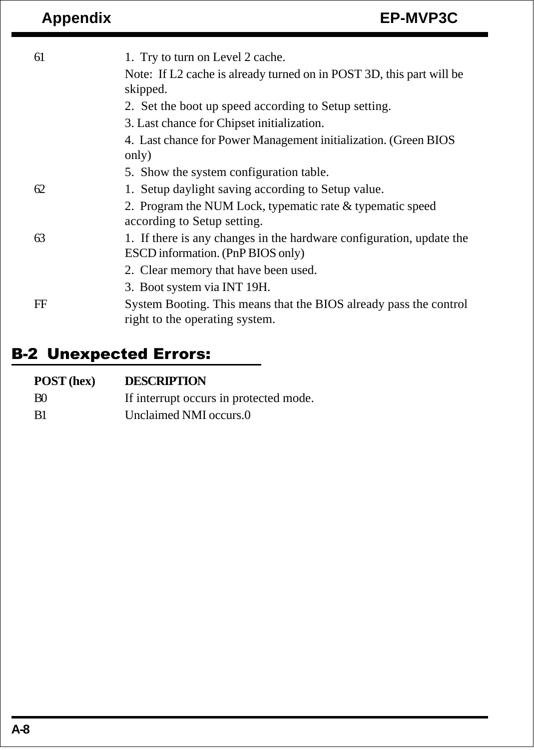| | |
|---|---|
| 61 | 1. Try to turn on Level 2 cache.<br>Note: If L2 cache is already turned on in POST 3D, this part will be skipped.<br>2. Set the boot up speed according to Setup setting.<br>3. Last chance for Chipset initialization.<br>4. Last chance for Power Management initialization. (Green BIOS only)<br>5. Show the system configuration table. |
| 62 | 1. Setup daylight saving according to Setup value.<br>2. Program the NUM Lock, typematic rate & typematic speed according to Setup setting. |
| 63 | 1. If there is any changes in the hardware configuration, update the ESCD information. (PnP BIOS only)<br>2. Clear memory that have been used.<br>3. Boot system via INT 19H. |
| FF | System Booting. This means that the BIOS already pass the control right to the operating system. |

## B-2 Unexpected Errors:

| POST (hex) | DESCRIPTION |
|---|---|
| B0 | If interrupt occurs in protected mode. |
| B1 | Unclaimed NMI occurs.0 |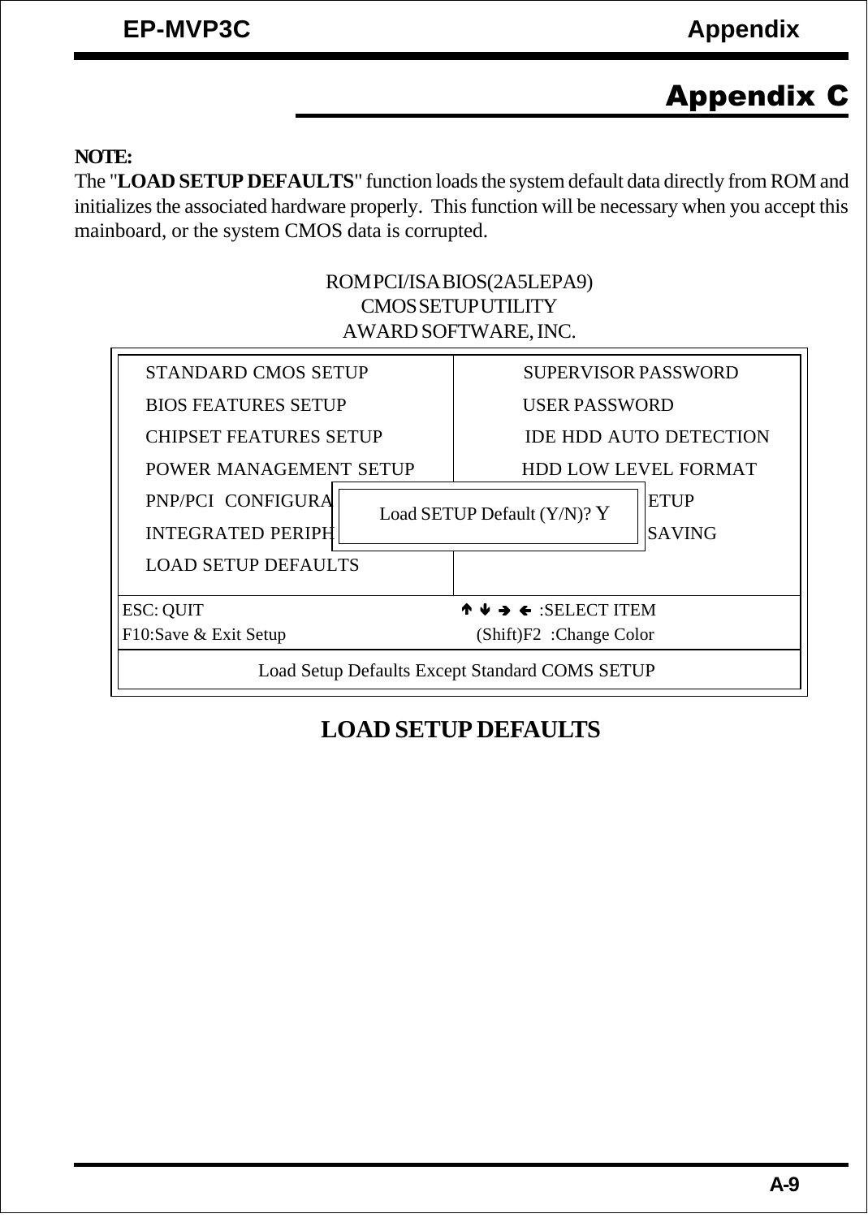# Appendix C

**NOTE:**

The "**LOAD SETUP DEFAULTS**" function loads the system default data directly from ROM and initializes the associated hardware properly. This function will be necessary when you accept this mainboard, or the system CMOS data is corrupted.

```
                ROM PCI/ISA BIOS(2A5LEPA9)
                    CMOS SETUP UTILITY
                  AWARD SOFTWARE, INC.

 STANDARD CMOS SETUP              SUPERVISOR PASSWORD
 BIOS FEATURES SETUP              USER PASSWORD
 CHIPSET FEATURES SETUP           IDE HDD AUTO DETECTION
 POWER MANAGEMENT SETUP           HDD LOW LEVEL FORMAT
 PNP/PCI  CONFIGURA  Load SETUP Default (Y/N)? Y   ETUP
 INTEGRATED PERIPH                                 SAVING
 LOAD SETUP DEFAULTS

ESC: QUIT                              ↑ ↓ → ← :SELECT ITEM
F10:Save & Exit Setup                  (Shift)F2  :Change Color

        Load Setup Defaults Except Standard COMS SETUP
```

**LOAD SETUP DEFAULTS**